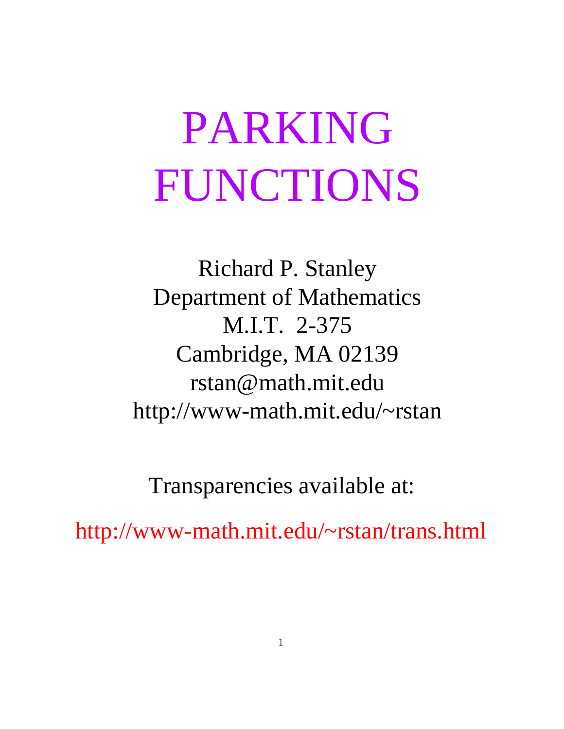# PARKING FUNCTIONS

Richard P. Stanley
Department of Mathematics
M.I.T. 2-375
Cambridge, MA 02139
rstan@math.mit.edu
http://www-math.mit.edu/~rstan

Transparencies available at:

http://www-math.mit.edu/~rstan/trans.html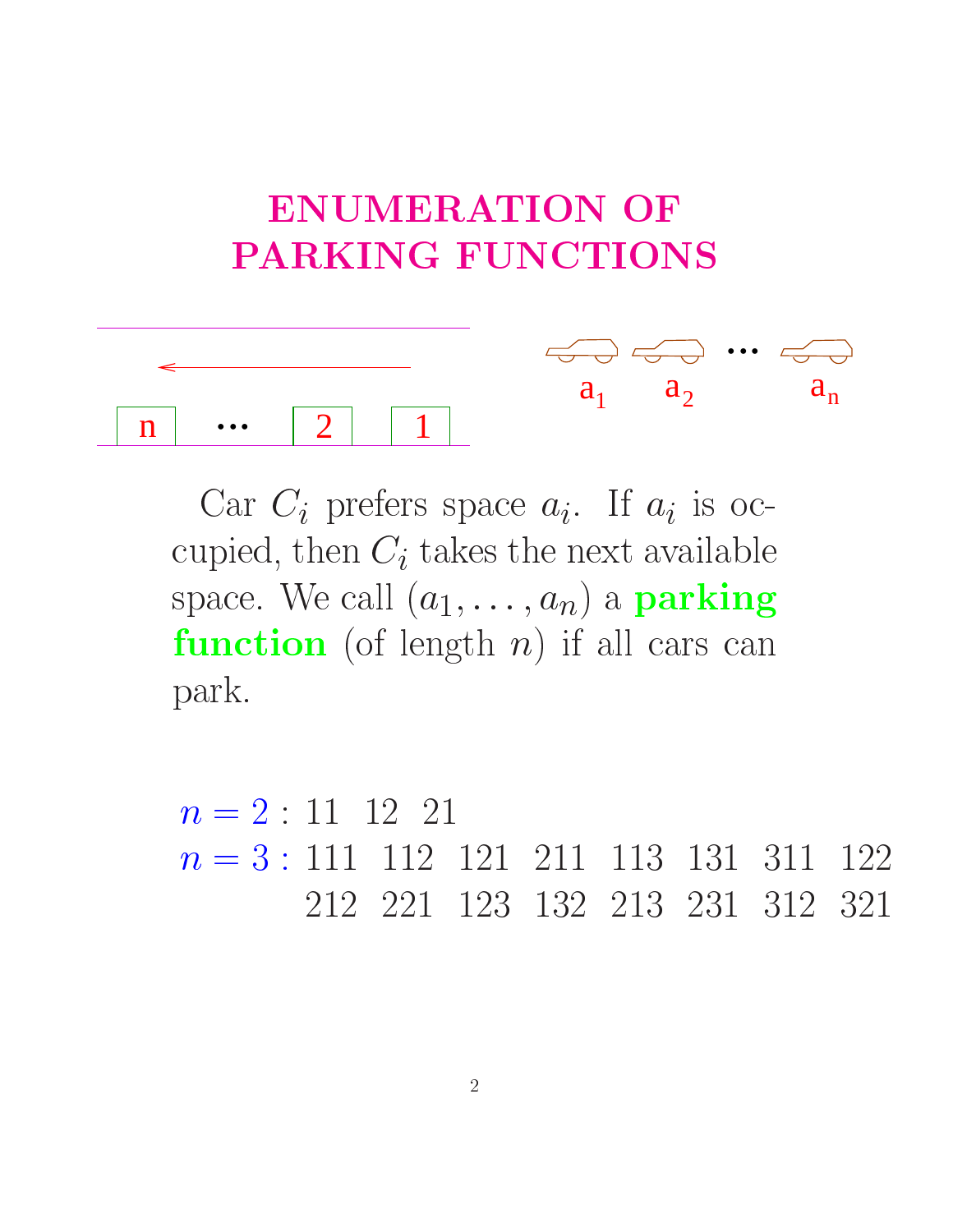# ENUMERATION OF PARKING FUNCTIONS

Car $C_i$ prefers space $a_i$. If $a_i$ is occupied, then $C_i$ takes the next available space. We call $(a_1, \ldots, a_n)$ a **parking function** (of length $n$) if all cars can park.

$n = 2$ : 11 12 21

$n = 3$ : 111 112 121 211 113 131 311 122
212 221 123 132 213 231 312 321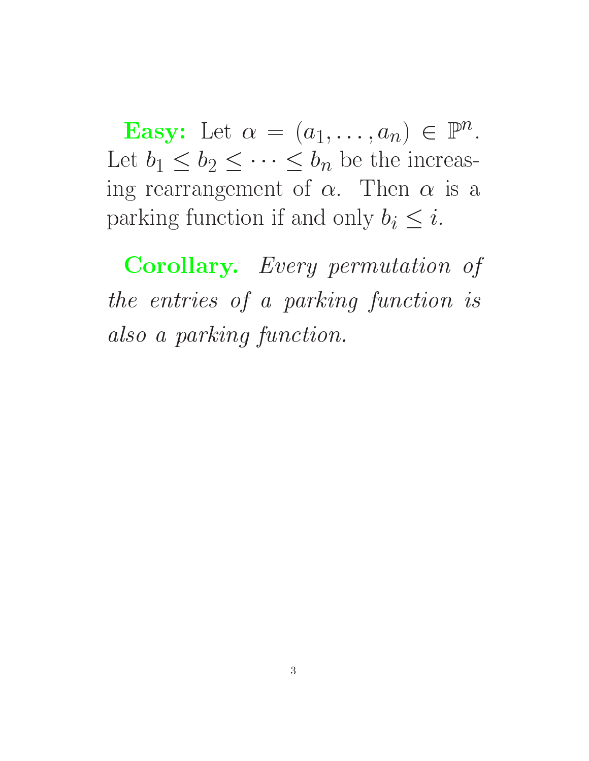**Easy:** Let $\alpha = (a_1, \ldots, a_n) \in \mathbb{P}^n$. Let $b_1 \leq b_2 \leq \cdots \leq b_n$ be the increasing rearrangement of $\alpha$. Then $\alpha$ is a parking function if and only $b_i \leq i$.

**Corollary.** *Every permutation of the entries of a parking function is also a parking function.*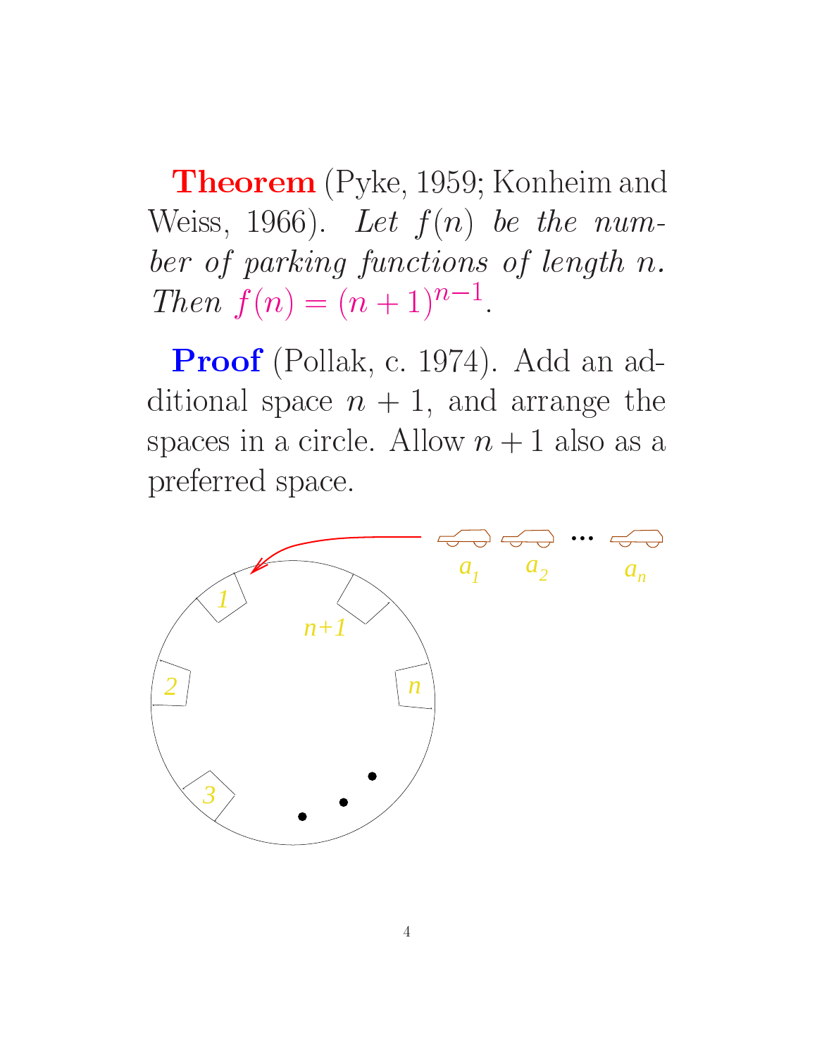**Theorem** (Pyke, 1959; Konheim and Weiss, 1966). *Let $f(n)$ be the number of parking functions of length $n$. Then $f(n) = (n+1)^{n-1}$.*

**Proof** (Pollak, c. 1974). Add an additional space $n+1$, and arrange the spaces in a circle. Allow $n+1$ also as a preferred space.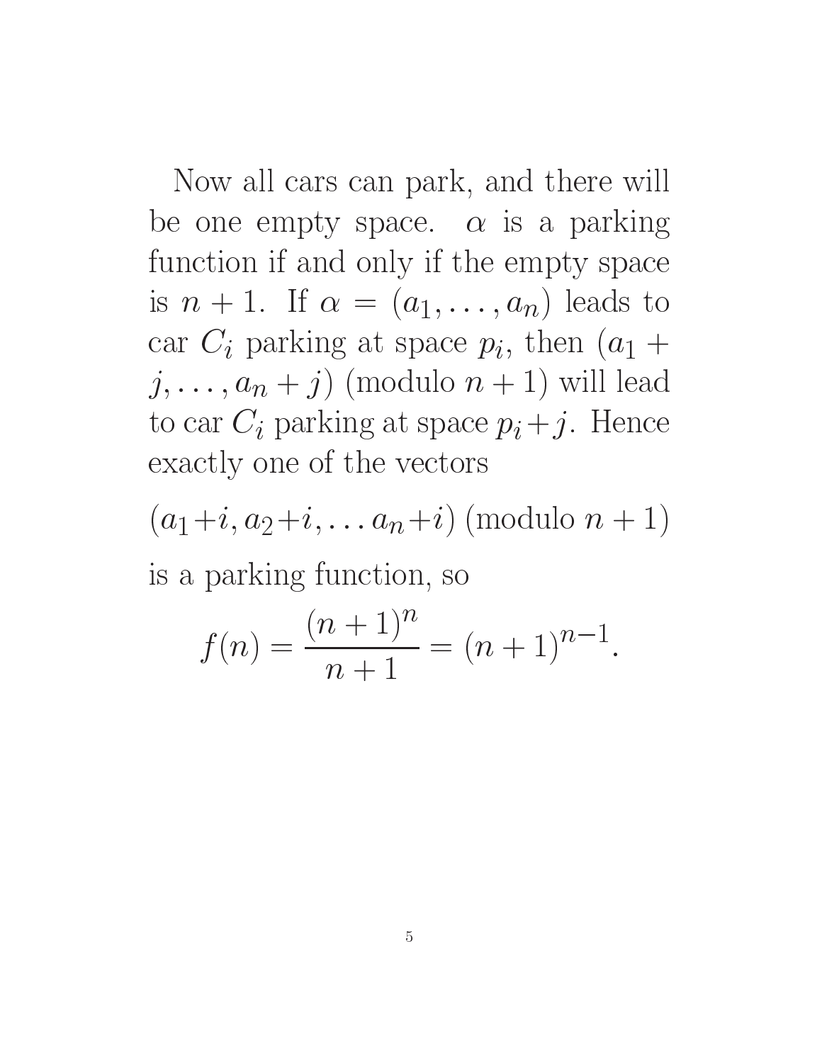Now all cars can park, and there will be one empty space. $\alpha$ is a parking function if and only if the empty space is $n+1$. If $\alpha = (a_1, \ldots, a_n)$ leads to car $C_i$ parking at space $p_i$, then $(a_1 + j, \ldots, a_n + j)$ (modulo $n+1$) will lead to car $C_i$ parking at space $p_i + j$. Hence exactly one of the vectors

$$(a_1+i, a_2+i, \ldots a_n+i) \text{ (modulo } n+1)$$

is a parking function, so

$$f(n) = \frac{(n+1)^n}{n+1} = (n+1)^{n-1}.$$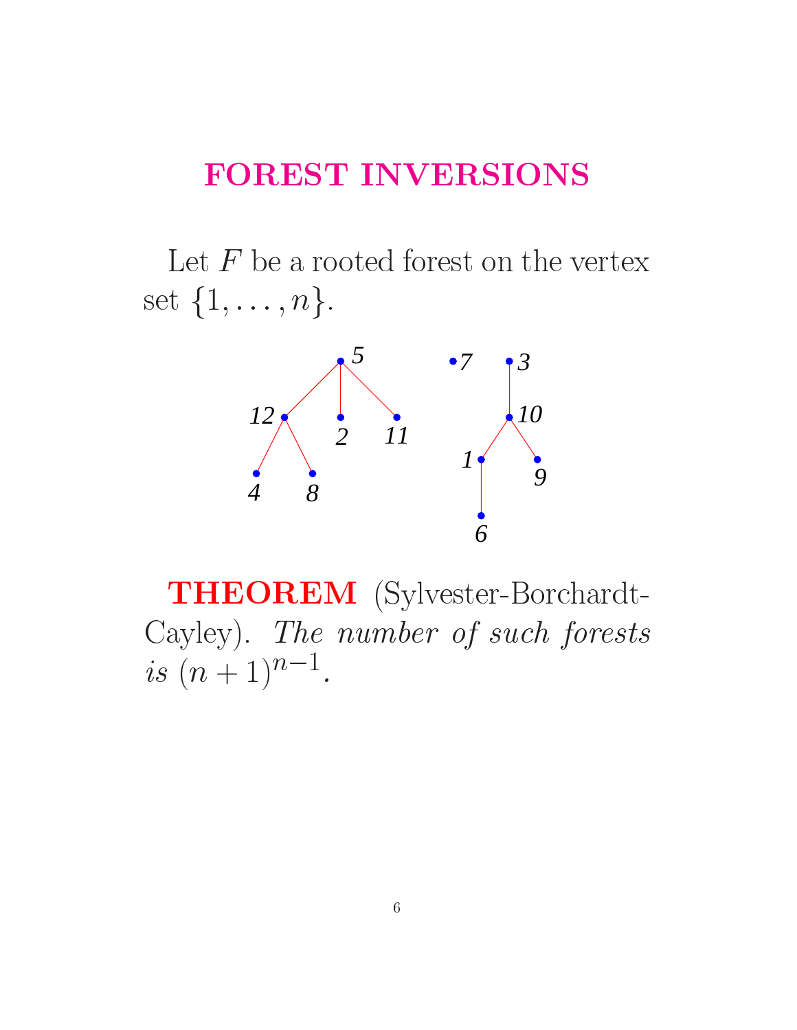# FOREST INVERSIONS

Let $F$ be a rooted forest on the vertex set $\{1, \ldots, n\}$.

**THEOREM** (Sylvester-Borchardt-Cayley). *The number of such forests is* $(n+1)^{n-1}$.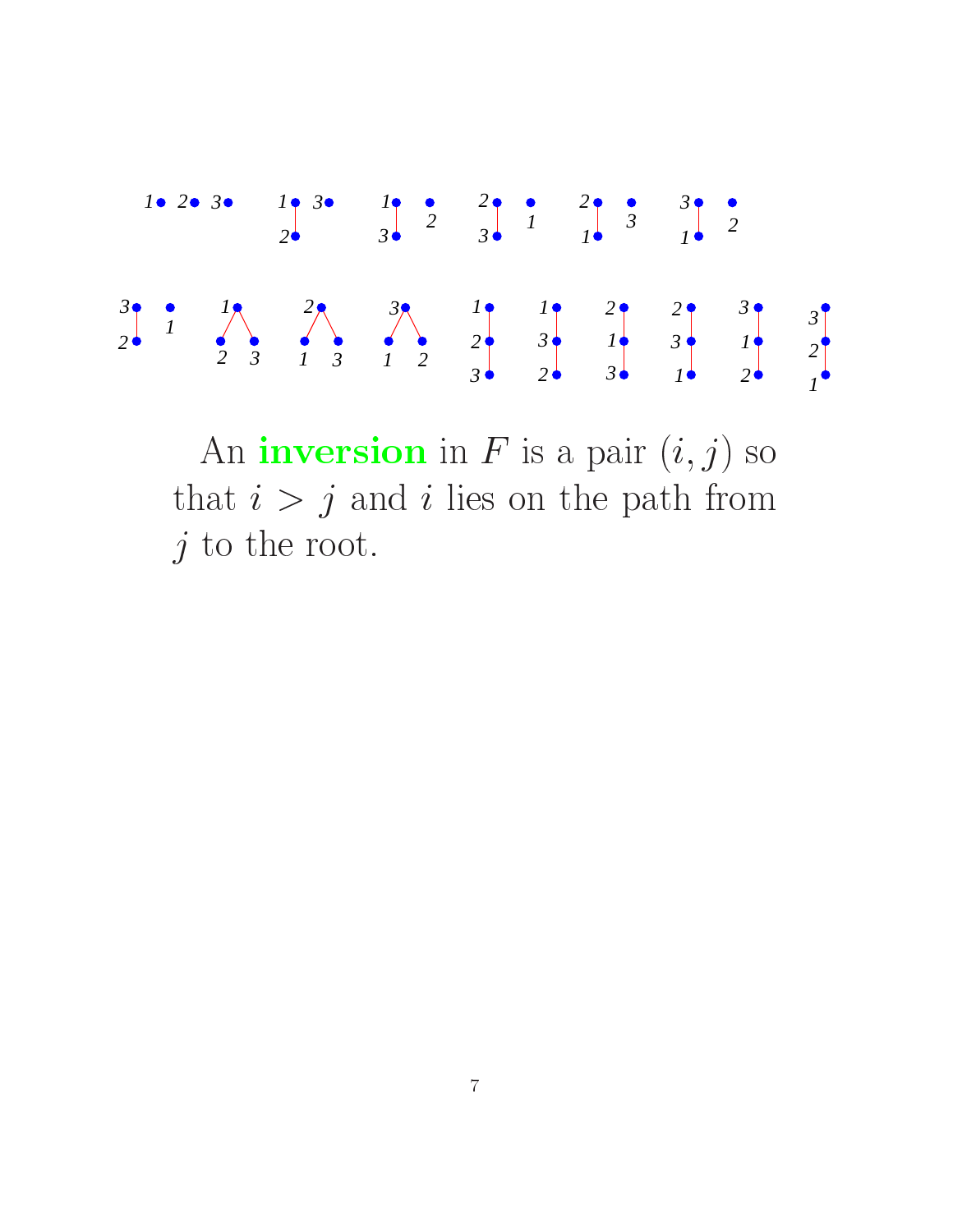An **inversion** in $F$ is a pair $(i, j)$ so that $i > j$ and $i$ lies on the path from $j$ to the root.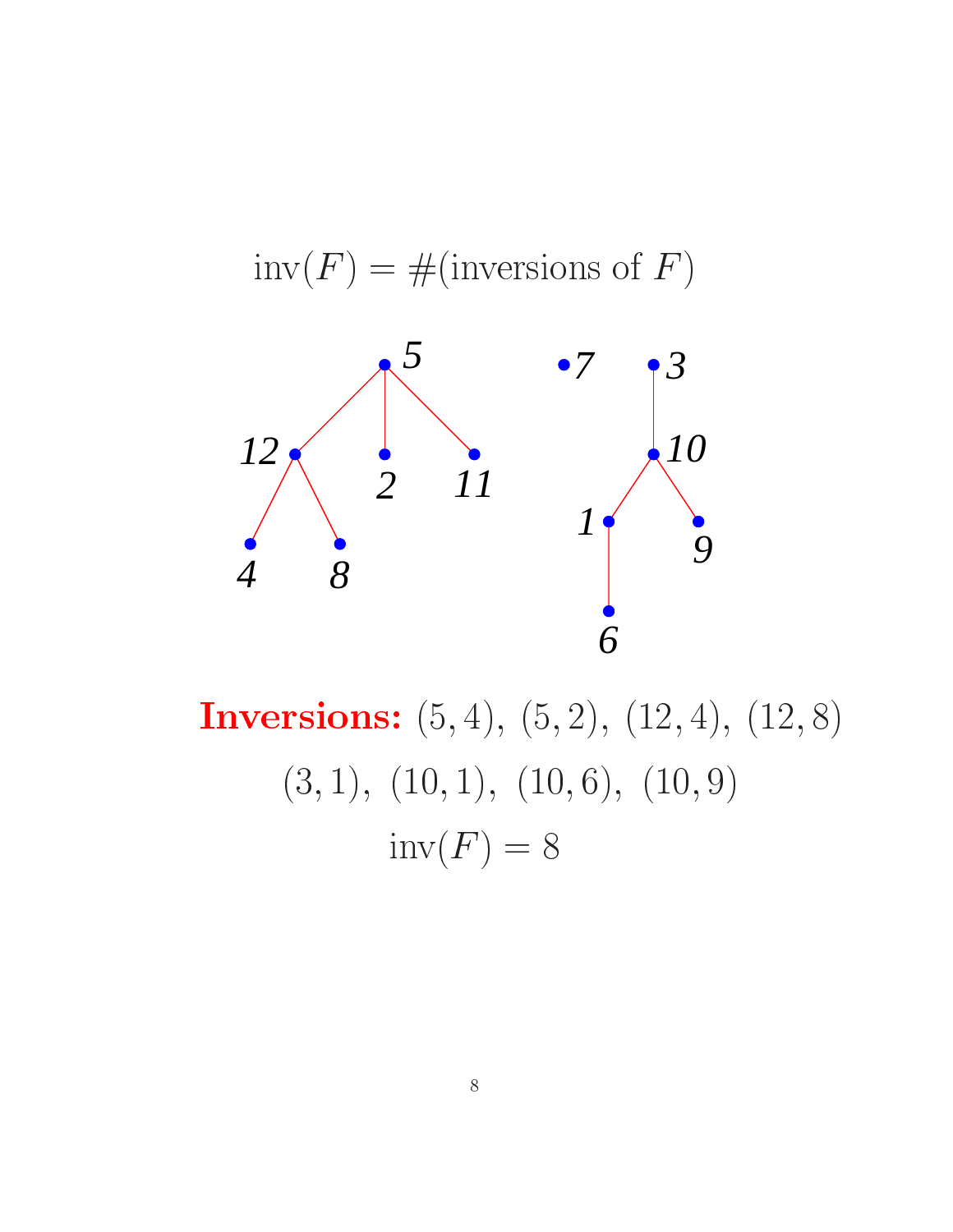$$\text{inv}(F) = \#(\text{inversions of } F)$$

**Inversions:** $(5,4)$, $(5,2)$, $(12,4)$, $(12,8)$

$(3,1)$, $(10,1)$, $(10,6)$, $(10,9)$

$$\text{inv}(F) = 8$$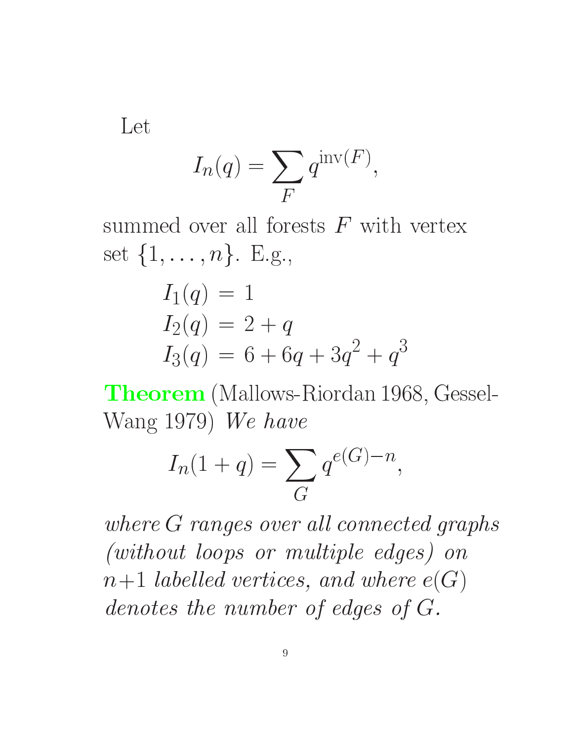Let

$$I_n(q) = \sum_F q^{\mathrm{inv}(F)},$$

summed over all forests $F$ with vertex set $\{1, \ldots, n\}$. E.g.,

$$\begin{aligned} I_1(q) &= 1 \\ I_2(q) &= 2 + q \\ I_3(q) &= 6 + 6q + 3q^2 + q^3 \end{aligned}$$

**Theorem** (Mallows-Riordan 1968, Gessel-Wang 1979) *We have*

$$I_n(1+q) = \sum_G q^{e(G)-n},$$

*where $G$ ranges over all connected graphs (without loops or multiple edges) on $n+1$ labelled vertices, and where $e(G)$ denotes the number of edges of $G$.*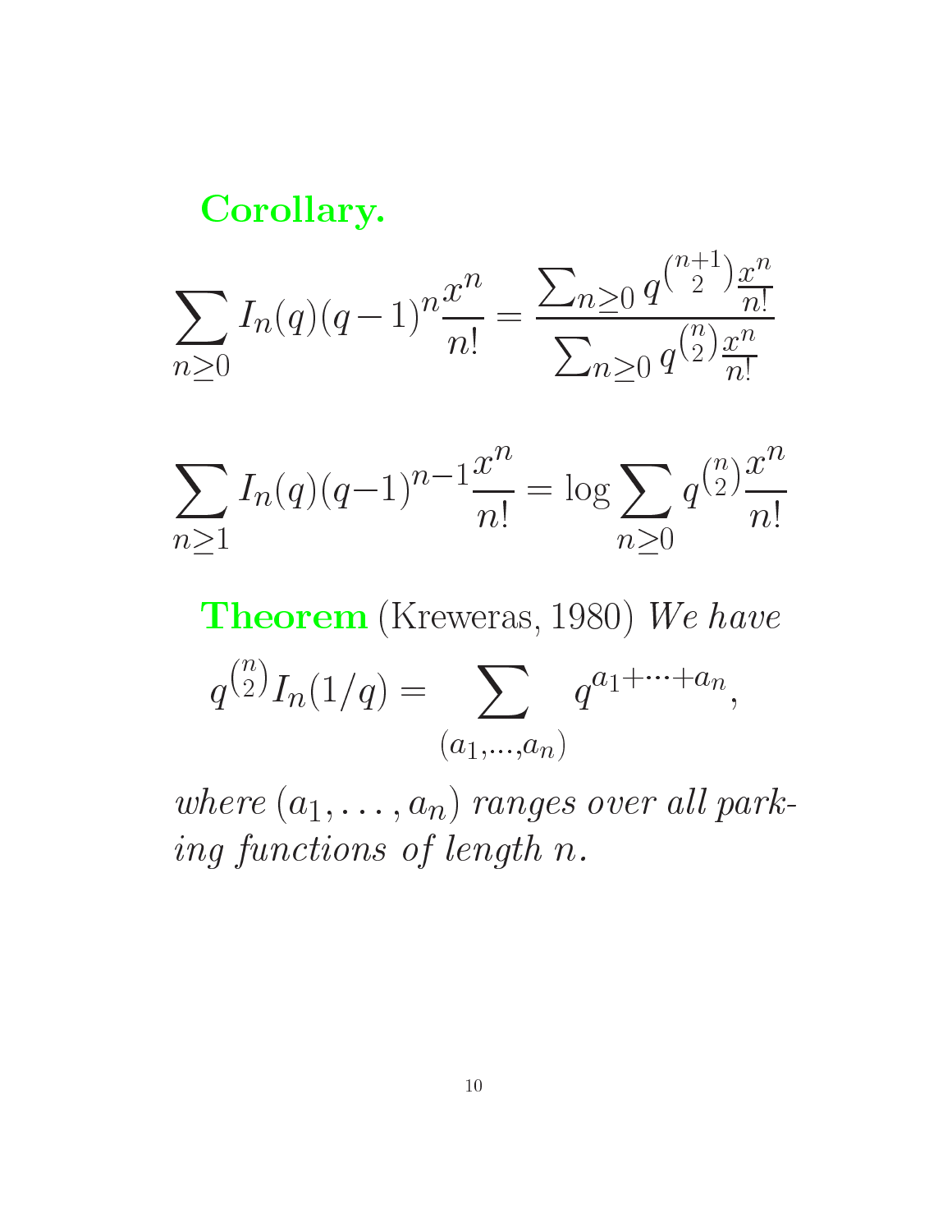**Corollary.**

$$\sum_{n\geq 0} I_n(q)(q-1)^n \frac{x^n}{n!} = \frac{\sum_{n\geq 0} q^{\binom{n+1}{2}} \frac{x^n}{n!}}{\sum_{n\geq 0} q^{\binom{n}{2}} \frac{x^n}{n!}}$$

$$\sum_{n\geq 1} I_n(q)(q-1)^{n-1} \frac{x^n}{n!} = \log \sum_{n\geq 0} q^{\binom{n}{2}} \frac{x^n}{n!}$$

**Theorem** (Kreweras, 1980) *We have*

$$q^{\binom{n}{2}} I_n(1/q) = \sum_{(a_1,\dots,a_n)} q^{a_1+\cdots+a_n},$$

*where $(a_1,\dots,a_n)$ ranges over all parking functions of length $n$.*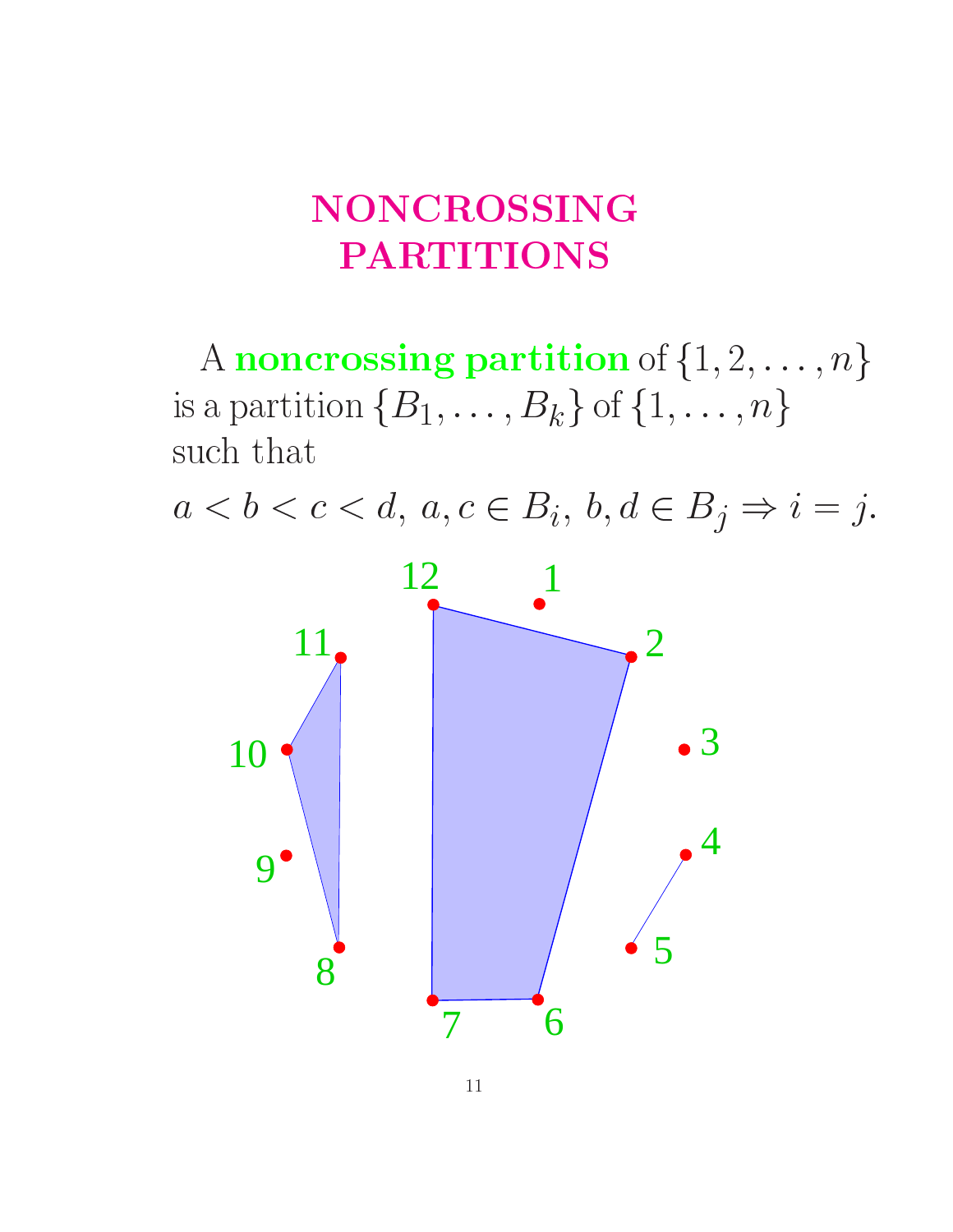# NONCROSSING PARTITIONS

A **noncrossing partition** of $\{1, 2, \ldots, n\}$ is a partition $\{B_1, \ldots, B_k\}$ of $\{1, \ldots, n\}$ such that

$a < b < c < d$, $a, c \in B_i$, $b, d \in B_j \Rightarrow i = j$.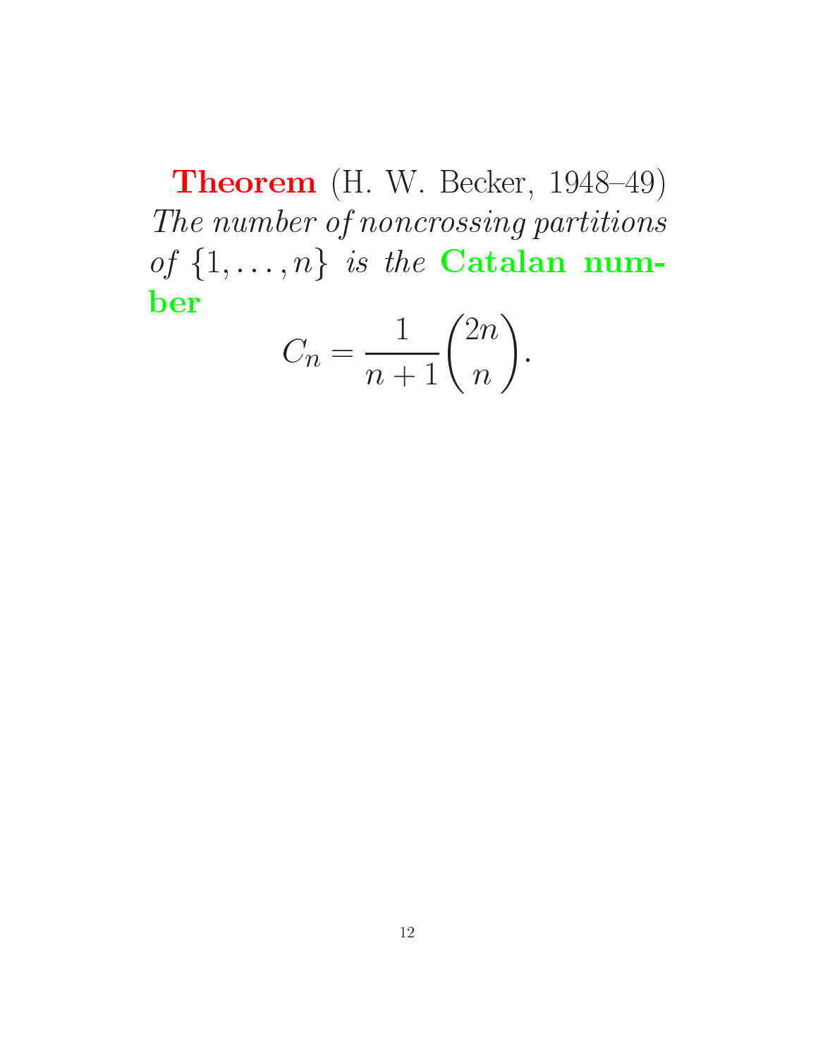**Theorem** (H. W. Becker, 1948–49) *The number of noncrossing partitions of* $\{1, \ldots, n\}$ *is the* **Catalan number**

$$C_n = \frac{1}{n+1}\binom{2n}{n}.$$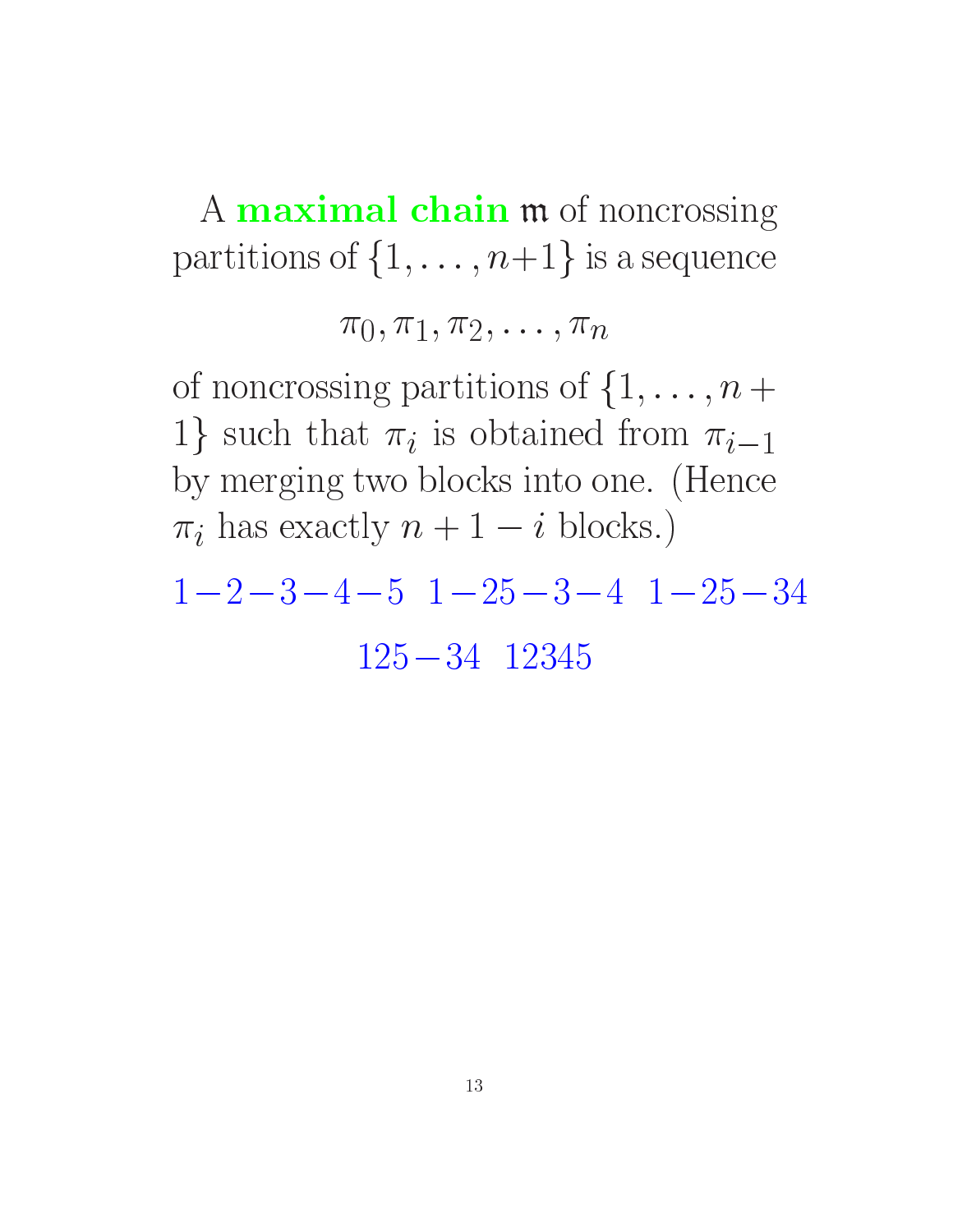A **maximal chain** $\mathfrak{m}$ of noncrossing partitions of $\{1, \ldots, n+1\}$ is a sequence

$$\pi_0, \pi_1, \pi_2, \ldots, \pi_n$$

of noncrossing partitions of $\{1, \ldots, n+1\}$ such that $\pi_i$ is obtained from $\pi_{i-1}$ by merging two blocks into one. (Hence $\pi_i$ has exactly $n+1-i$ blocks.)

$1-2-3-4-5 \quad 1-25-3-4 \quad 1-25-34$

$125-34 \quad 12345$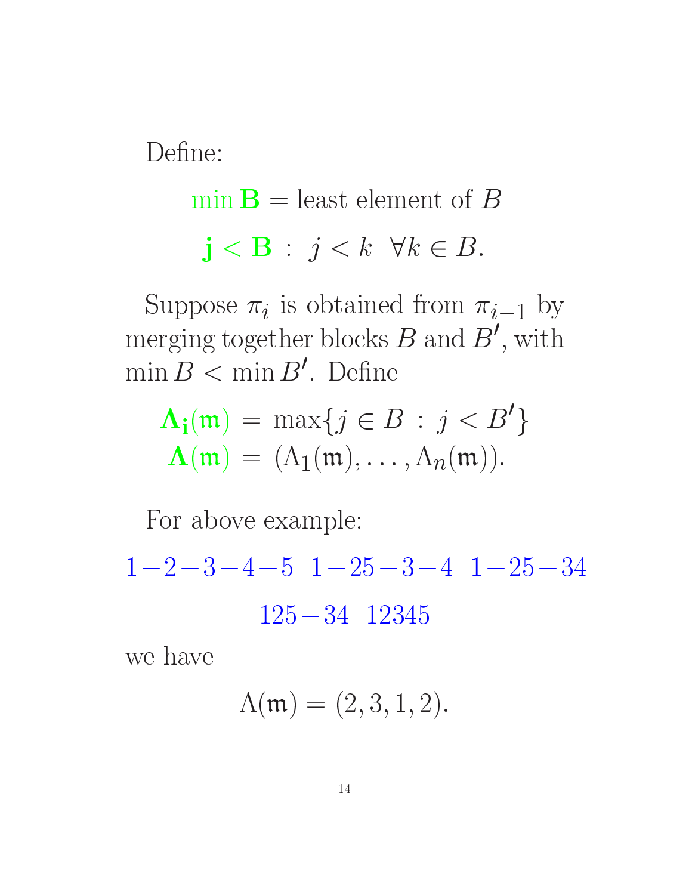Define:

$$\min \mathbf{B} = \text{least element of } B$$

$$\mathbf{j} < \mathbf{B} \; : \; j < k \;\; \forall k \in B.$$

Suppose $\pi_i$ is obtained from $\pi_{i-1}$ by merging together blocks $B$ and $B'$, with $\min B < \min B'$. Define

$$\begin{aligned} \boldsymbol{\Lambda}_{\mathbf{i}}(\mathfrak{m}) &= \max\{j \in B \; : \; j < B'\} \\ \boldsymbol{\Lambda}(\mathfrak{m}) &= (\Lambda_1(\mathfrak{m}), \ldots, \Lambda_n(\mathfrak{m})). \end{aligned}$$

For above example:

$$1{-}2{-}3{-}4{-}5 \;\; 1{-}25{-}3{-}4 \;\; 1{-}25{-}34$$

$$125{-}34 \;\; 12345$$

we have

$$\Lambda(\mathfrak{m}) = (2, 3, 1, 2).$$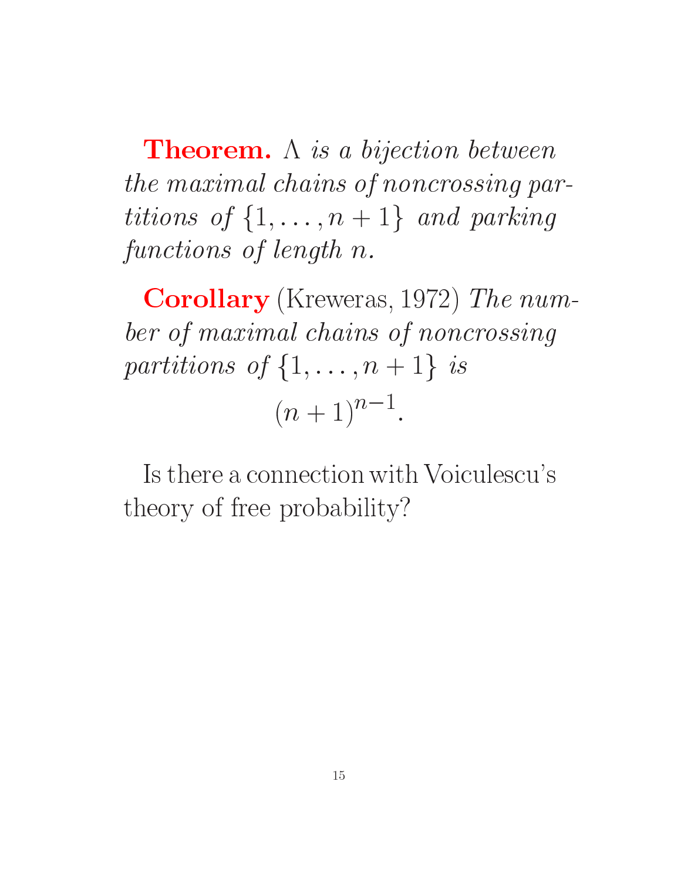**Theorem.** *$\Lambda$ is a bijection between the maximal chains of noncrossing partitions of $\{1, \ldots, n+1\}$ and parking functions of length $n$.*

**Corollary** (Kreweras, 1972) *The number of maximal chains of noncrossing partitions of $\{1, \ldots, n+1\}$ is*

$$(n+1)^{n-1}.$$

Is there a connection with Voiculescu's theory of free probability?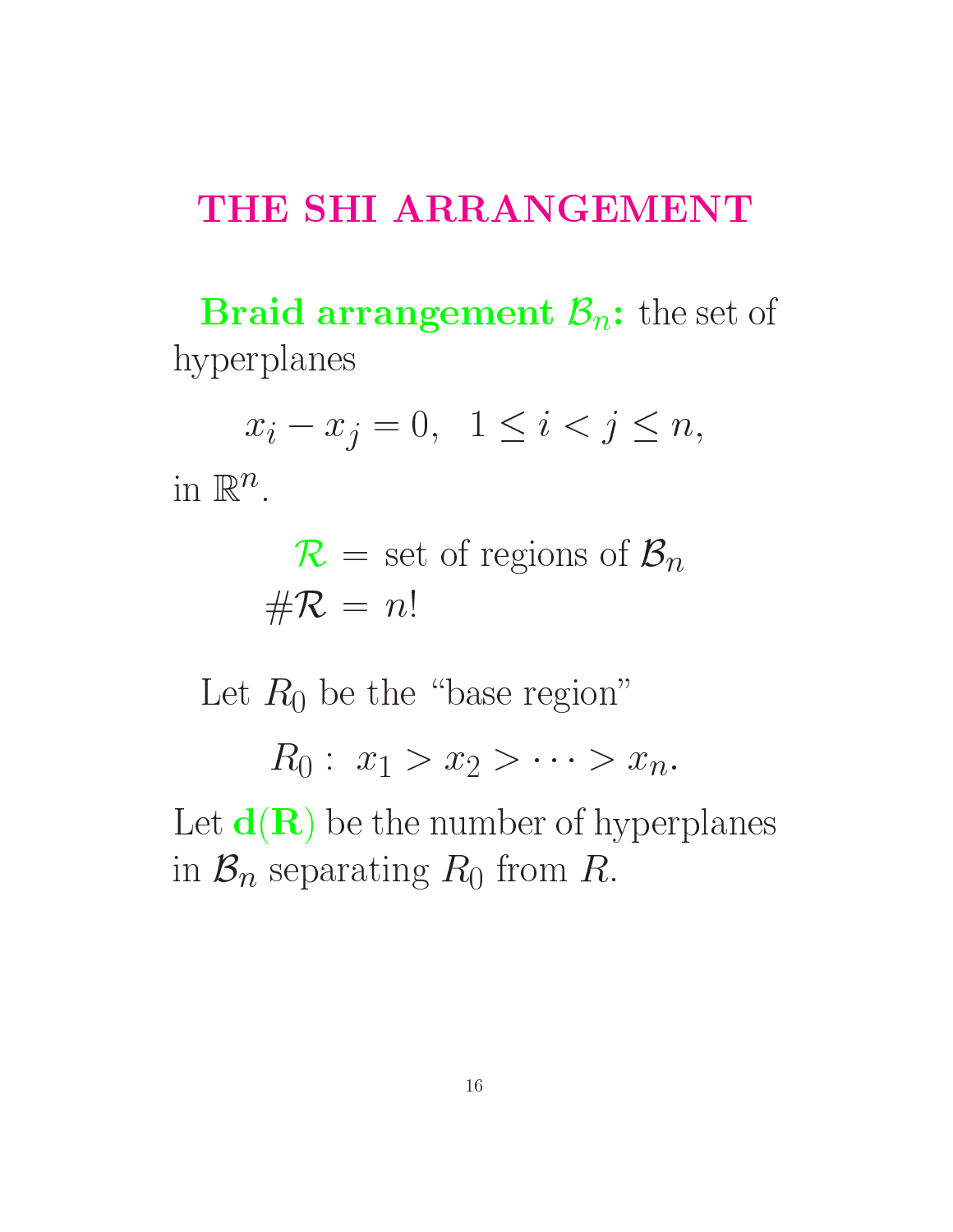# THE SHI ARRANGEMENT

**Braid arrangement $\mathcal{B}_n$:** the set of hyperplanes

$$x_i - x_j = 0, \quad 1 \le i < j \le n,$$

in $\mathbb{R}^n$.

$$\mathcal{R} = \text{set of regions of } \mathcal{B}_n$$
$$\#\mathcal{R} = n!$$

Let $R_0$ be the "base region"

$$R_0 : \; x_1 > x_2 > \cdots > x_n.$$

Let $\mathbf{d(R)}$ be the number of hyperplanes in $\mathcal{B}_n$ separating $R_0$ from $R$.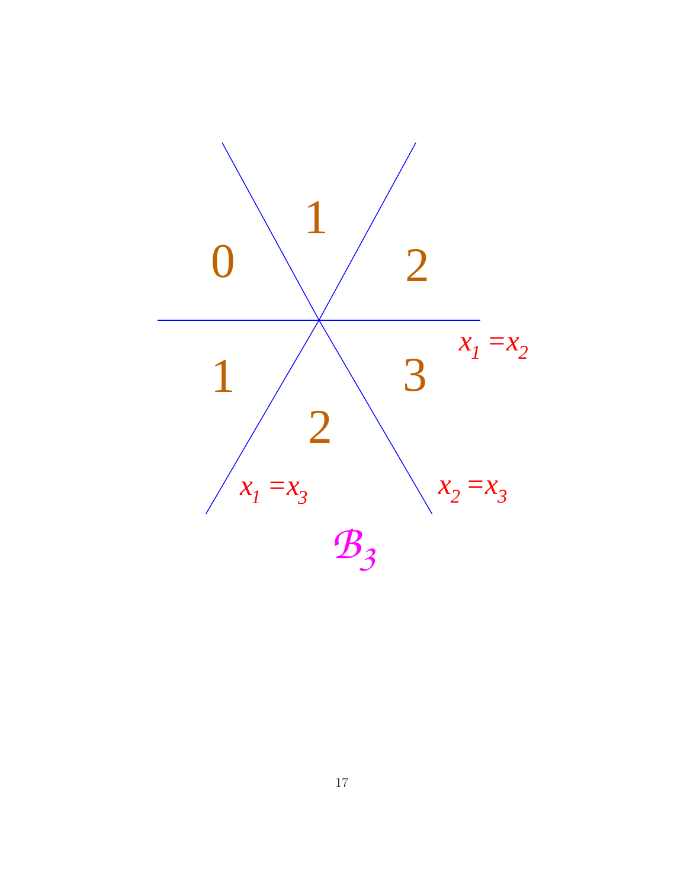0

1

2

1

2

3

$x_1 = x_2$

$x_1 = x_3$

$x_2 = x_3$

$\mathcal{B}_3$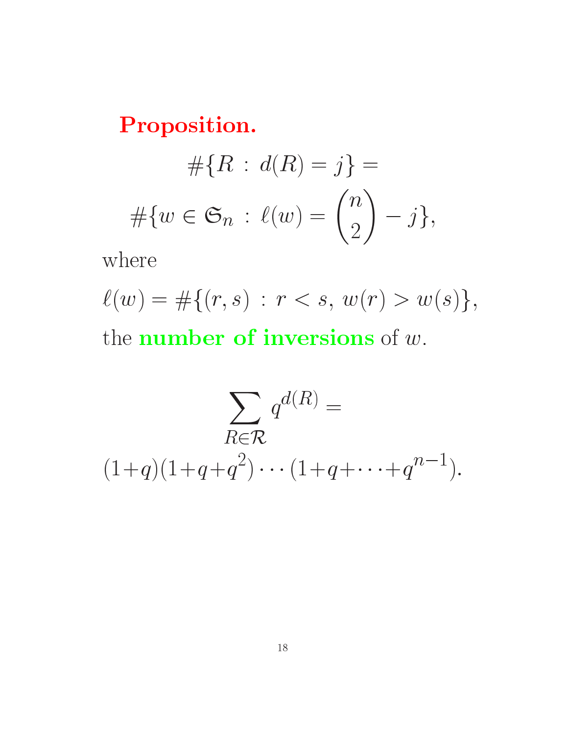**Proposition.**

$$\#\{R : d(R) = j\} =$$

$$\#\{w \in \mathfrak{S}_n : \ell(w) = \binom{n}{2} - j\},$$

where

$$\ell(w) = \#\{(r,s) : r < s,\, w(r) > w(s)\},$$

the **number of inversions** of $w$.

$$\sum_{R \in \mathcal{R}} q^{d(R)} =$$

$$(1+q)(1+q+q^2)\cdots(1+q+\cdots+q^{n-1}).$$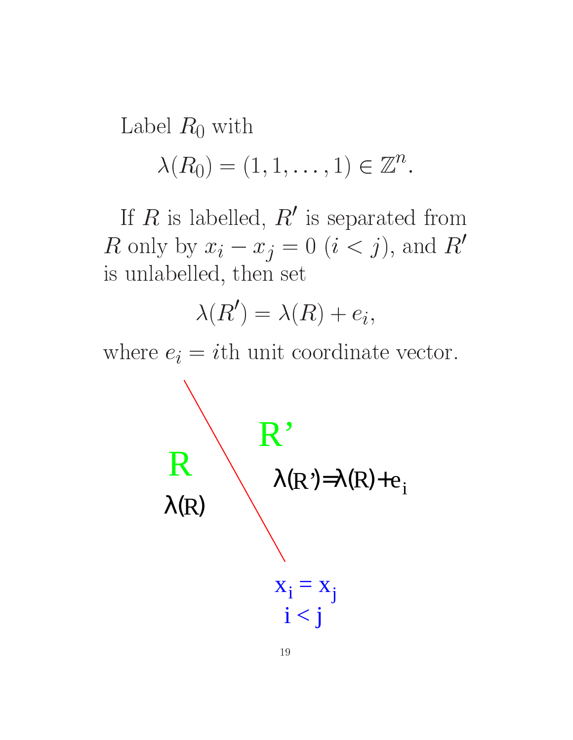Label $R_0$ with

$$\lambda(R_0) = (1, 1, \ldots, 1) \in \mathbb{Z}^n.$$

If $R$ is labelled, $R'$ is separated from $R$ only by $x_i - x_j = 0$ ($i < j$), and $R'$ is unlabelled, then set

$$\lambda(R') = \lambda(R) + e_i,$$

where $e_i = i$th unit coordinate vector.

R

$\lambda(R)$

R'

$\lambda(R') = \lambda(R) + e_i$

$x_i = x_j$
$i < j$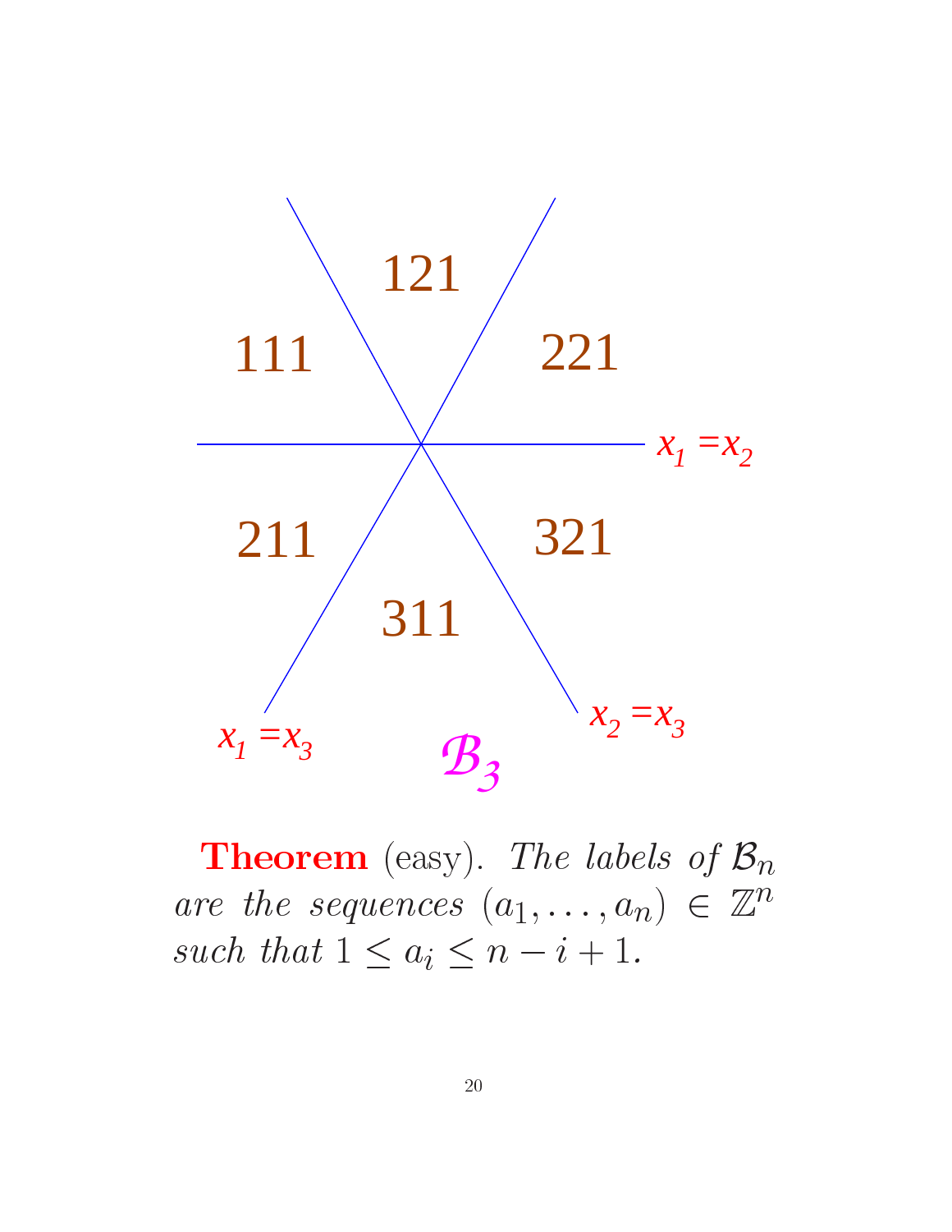121

111 221

$x_1 = x_2$

211 321

311

$x_1 = x_3$ $x_2 = x_3$

$\mathcal{B}_3$

**Theorem** (easy). *The labels of $\mathcal{B}_n$ are the sequences $(a_1, \ldots, a_n) \in \mathbb{Z}^n$ such that $1 \leq a_i \leq n - i + 1$.*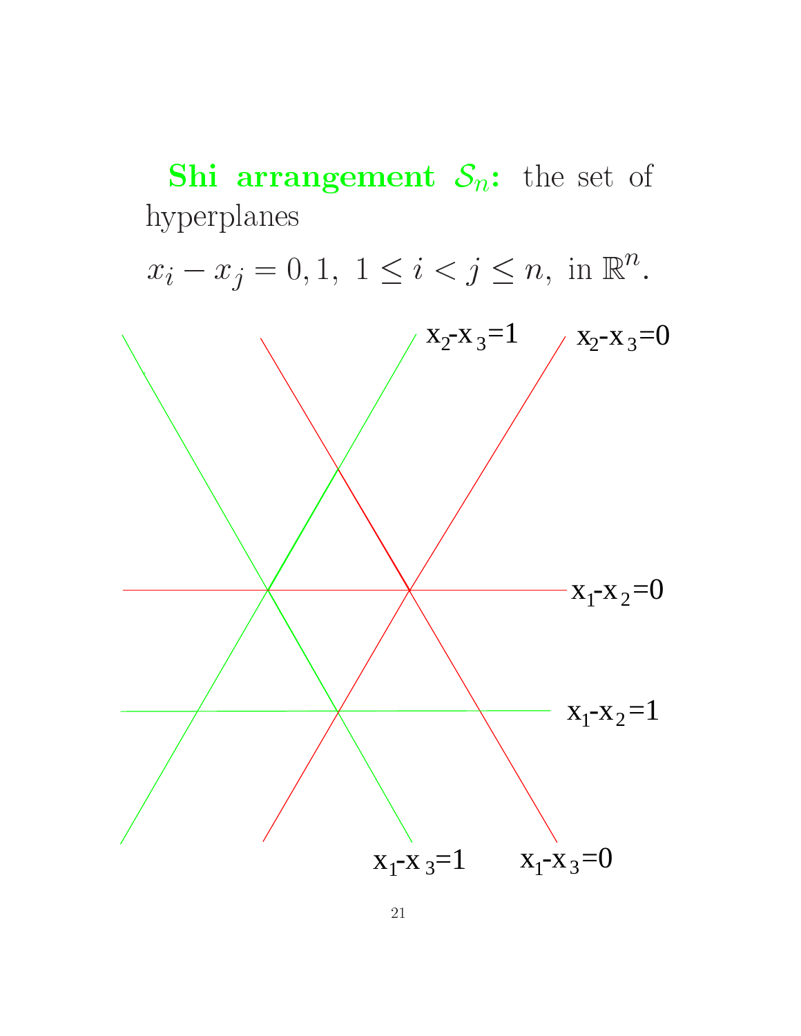**Shi arrangement $\mathcal{S}_n$:** the set of hyperplanes

$$x_i - x_j = 0, 1, \ 1 \leq i < j \leq n, \ \text{in } \mathbb{R}^n.$$

$x_2$-$x_3$=1 $x_2$-$x_3$=0

$x_1$-$x_2$=0

$x_1$-$x_2$=1

$x_1$-$x_3$=1 $x_1$-$x_3$=0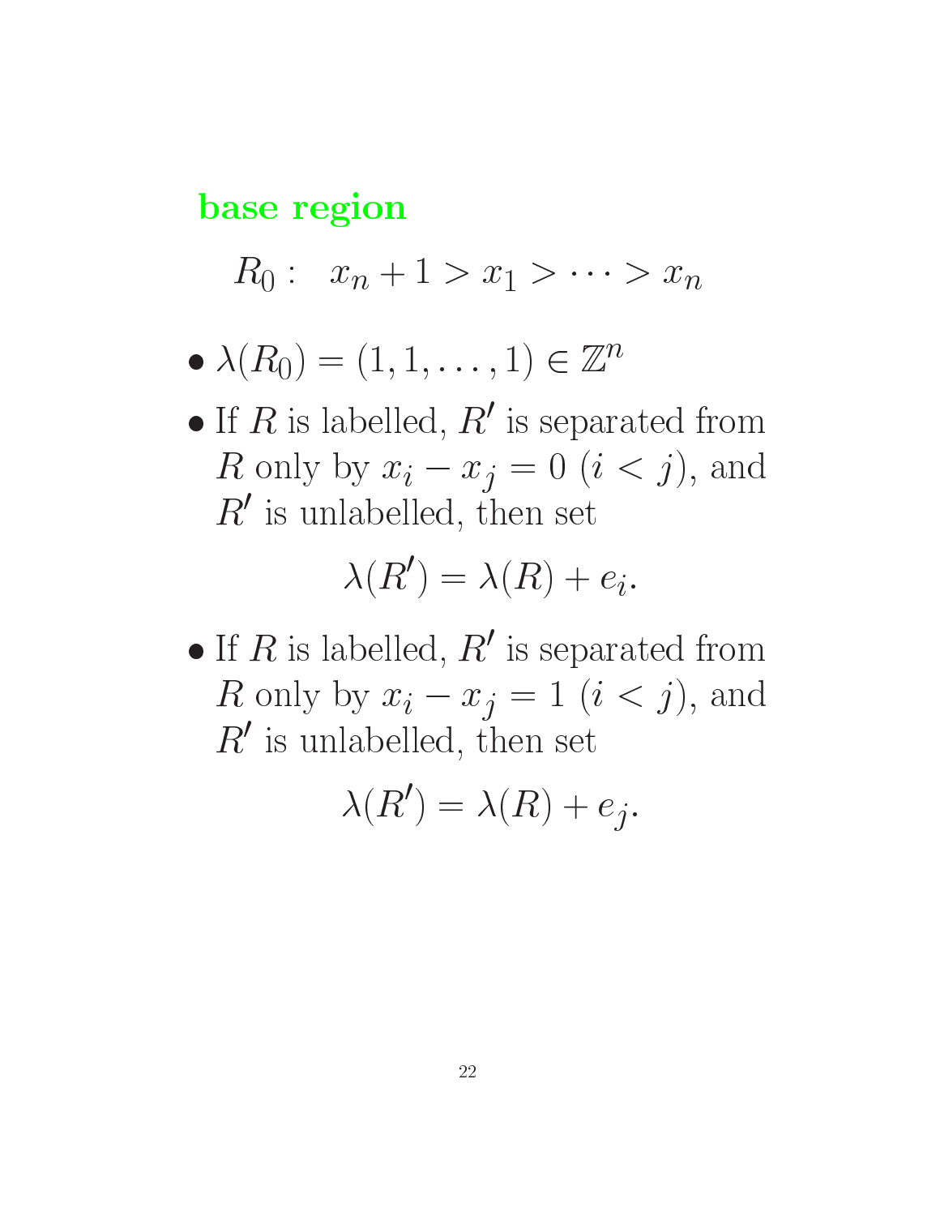## base region

$$R_0: \quad x_n + 1 > x_1 > \cdots > x_n$$

- $\lambda(R_0) = (1, 1, \ldots, 1) \in \mathbb{Z}^n$
- If $R$ is labelled, $R'$ is separated from $R$ only by $x_i - x_j = 0$ ($i < j$), and $R'$ is unlabelled, then set

$$\lambda(R') = \lambda(R) + e_i.$$

- If $R$ is labelled, $R'$ is separated from $R$ only by $x_i - x_j = 1$ ($i < j$), and $R'$ is unlabelled, then set

$$\lambda(R') = \lambda(R) + e_j.$$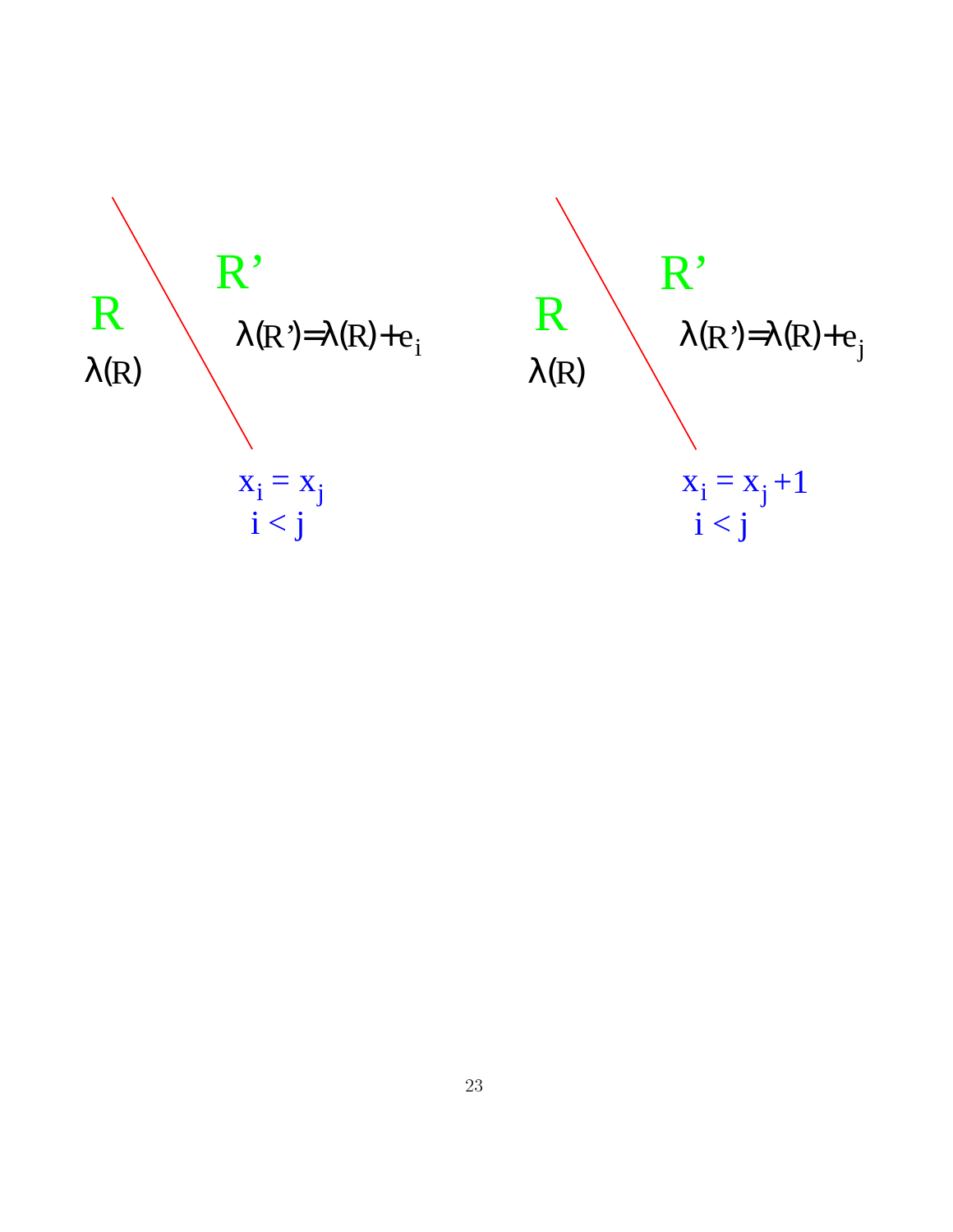R

$\lambda(R)$

R'

$\lambda(R') = \lambda(R) + e_i$

$x_i = x_j$
$i < j$

R

$\lambda(R)$

R'

$\lambda(R') = \lambda(R) + e_j$

$x_i = x_j + 1$
$i < j$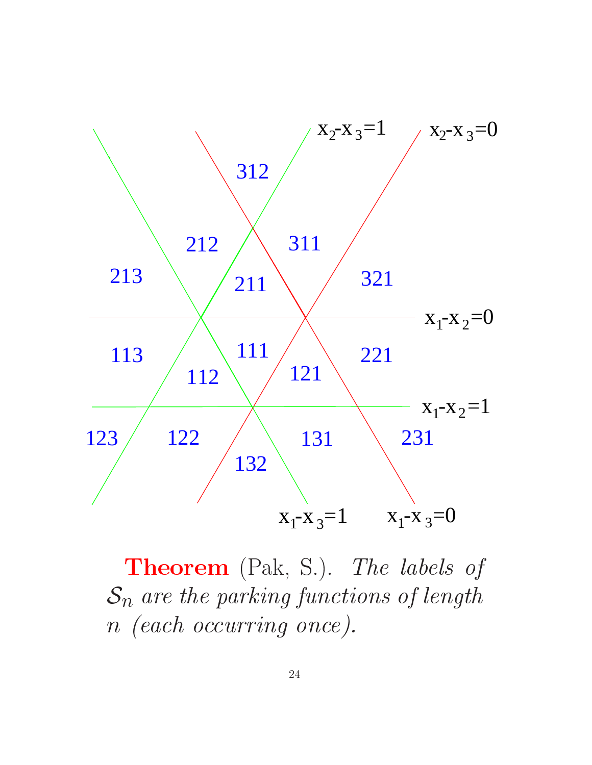**Theorem** (Pak, S.). *The labels of* $\mathcal{S}_n$ *are the parking functions of length* $n$ *(each occurring once).*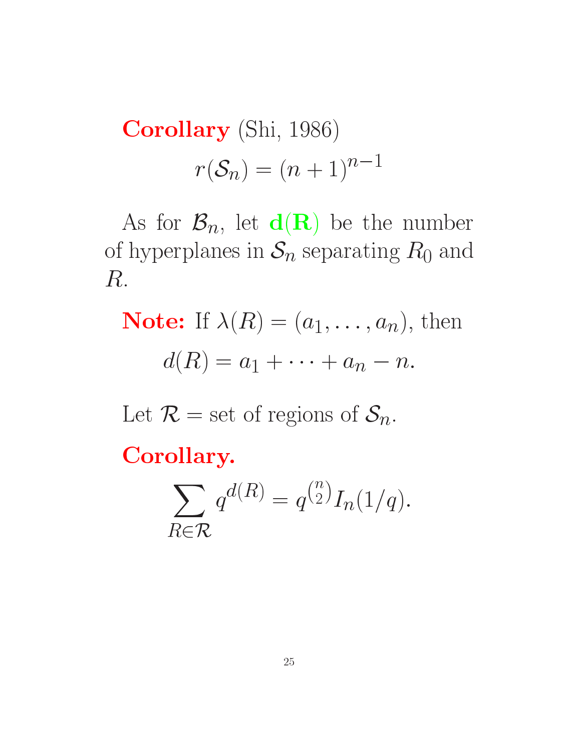**Corollary** (Shi, 1986)

$$r(\mathcal{S}_n) = (n+1)^{n-1}$$

As for $\mathcal{B}_n$, let **d(R)** be the number of hyperplanes in $\mathcal{S}_n$ separating $R_0$ and $R$.

**Note:** If $\lambda(R) = (a_1, \ldots, a_n)$, then

$$d(R) = a_1 + \cdots + a_n - n.$$

Let $\mathcal{R}$ = set of regions of $\mathcal{S}_n$.

**Corollary.**

$$\sum_{R \in \mathcal{R}} q^{d(R)} = q^{\binom{n}{2}} I_n(1/q).$$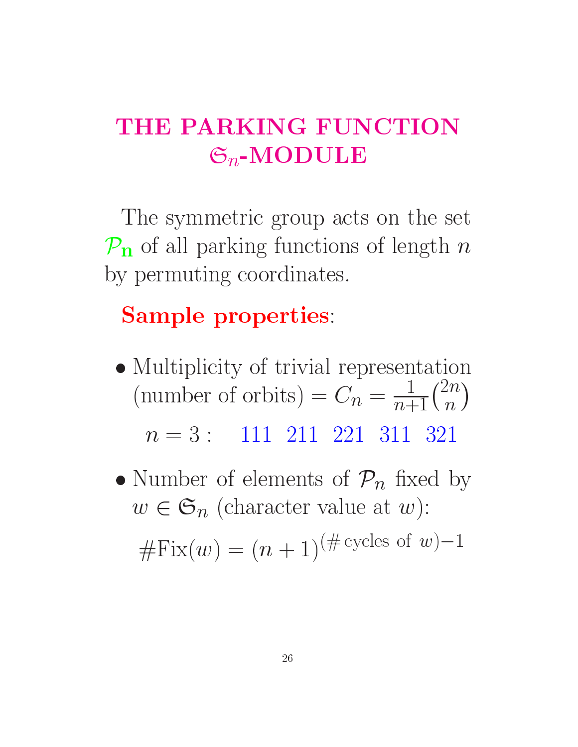# THE PARKING FUNCTION $\mathfrak{S}_n$-MODULE

The symmetric group acts on the set $\mathcal{P}_\mathbf{n}$ of all parking functions of length $n$ by permuting coordinates.

**Sample properties**:

- Multiplicity of trivial representation (number of orbits) $= C_n = \frac{1}{n+1}\binom{2n}{n}$

  $n = 3: \quad 111 \;\; 211 \;\; 221 \;\; 311 \;\; 321$

- Number of elements of $\mathcal{P}_n$ fixed by $w \in \mathfrak{S}_n$ (character value at $w$):

  $$\#\mathrm{Fix}(w) = (n+1)^{(\#\,\text{cycles of } w)-1}$$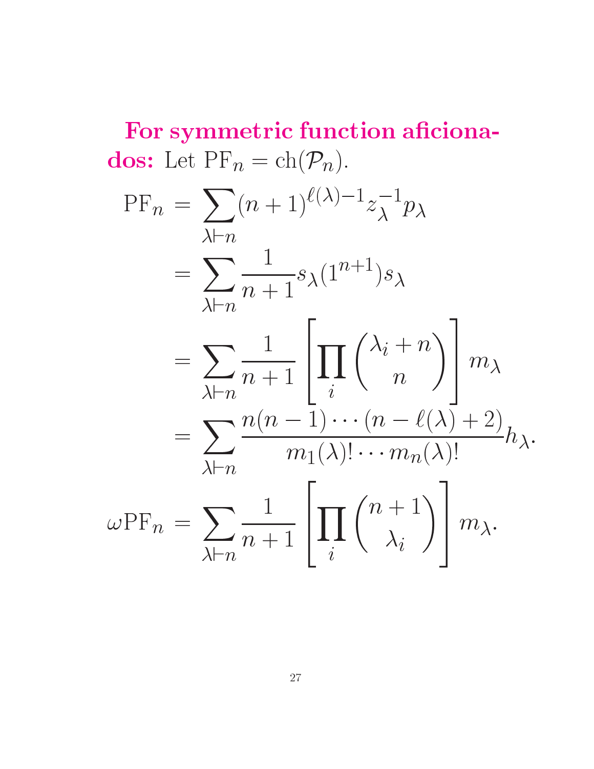**For symmetric function aficionados:** Let $\mathrm{PF}_n = \mathrm{ch}(\mathcal{P}_n)$.

$$
\begin{aligned}
\mathrm{PF}_n &= \sum_{\lambda \vdash n} (n+1)^{\ell(\lambda)-1} z_\lambda^{-1} p_\lambda \\
&= \sum_{\lambda \vdash n} \frac{1}{n+1} s_\lambda(1^{n+1}) s_\lambda \\
&= \sum_{\lambda \vdash n} \frac{1}{n+1} \left[ \prod_i \binom{\lambda_i + n}{n} \right] m_\lambda \\
&= \sum_{\lambda \vdash n} \frac{n(n-1)\cdots(n-\ell(\lambda)+2)}{m_1(\lambda)! \cdots m_n(\lambda)!} h_\lambda .
\end{aligned}
$$

$$
\omega \mathrm{PF}_n = \sum_{\lambda \vdash n} \frac{1}{n+1} \left[ \prod_i \binom{n+1}{\lambda_i} \right] m_\lambda .
$$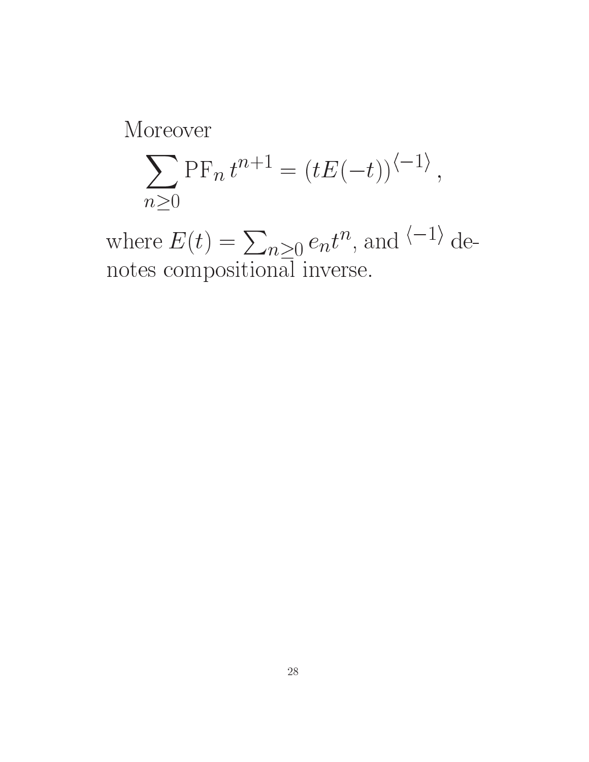Moreover

$$\sum_{n\geq 0} \mathrm{PF}_n\, t^{n+1} = (tE(-t))^{\langle -1\rangle},$$

where $E(t) = \sum_{n\geq 0} e_n t^n$, and $^{\langle -1\rangle}$ denotes compositional inverse.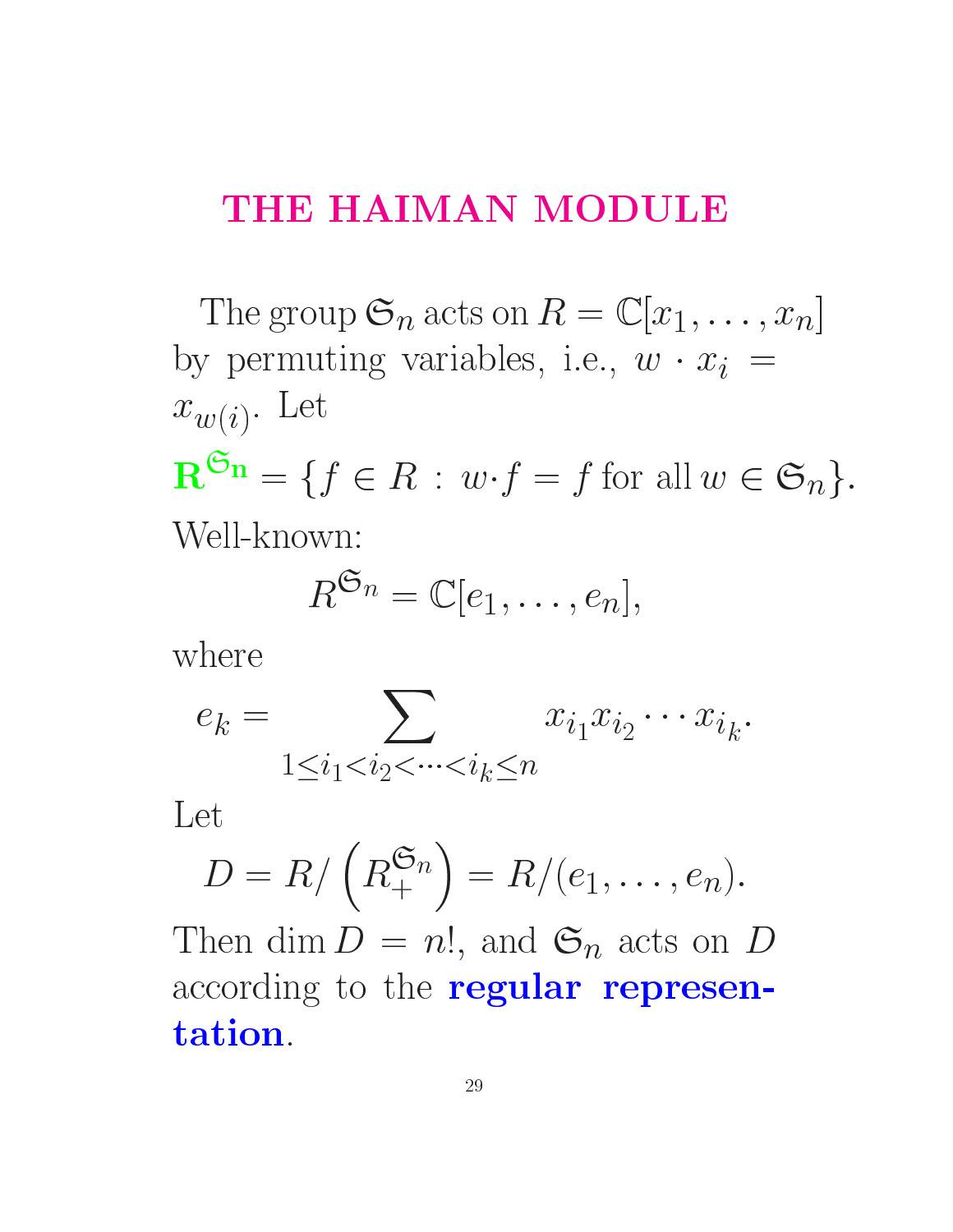# THE HAIMAN MODULE

The group $\mathfrak{S}_n$ acts on $R = \mathbb{C}[x_1, \ldots, x_n]$ by permuting variables, i.e., $w \cdot x_i = x_{w(i)}$. Let

$$\mathbf{R}^{\mathfrak{S}_n} = \{f \in R \,:\, w \cdot f = f \text{ for all } w \in \mathfrak{S}_n\}.$$

Well-known:

$$R^{\mathfrak{S}_n} = \mathbb{C}[e_1, \ldots, e_n],$$

where

$$e_k = \sum_{1 \leq i_1 < i_2 < \cdots < i_k \leq n} x_{i_1} x_{i_2} \cdots x_{i_k}.$$

Let

$$D = R/\left(R_+^{\mathfrak{S}_n}\right) = R/(e_1, \ldots, e_n).$$

Then $\dim D = n!$, and $\mathfrak{S}_n$ acts on $D$ according to the **regular representation**.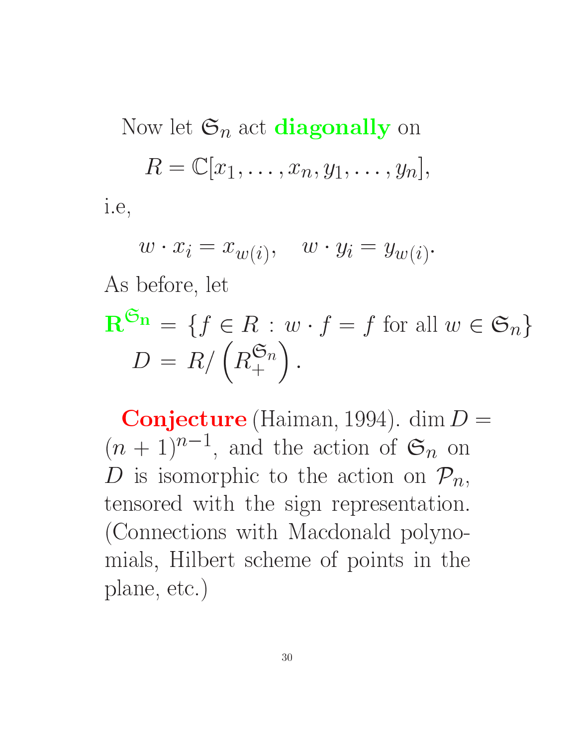Now let $\mathfrak{S}_n$ act **diagonally** on

$$R = \mathbb{C}[x_1, \ldots, x_n, y_1, \ldots, y_n],$$

i.e,

$$w \cdot x_i = x_{w(i)}, \quad w \cdot y_i = y_{w(i)}.$$

As before, let

$$\mathbf{R}^{\mathfrak{S}_\mathbf{n}} = \{f \in R : w \cdot f = f \text{ for all } w \in \mathfrak{S}_n\}$$

$$D = R/\left(R_+^{\mathfrak{S}_n}\right).$$

**Conjecture** (Haiman, 1994). $\dim D = (n+1)^{n-1}$, and the action of $\mathfrak{S}_n$ on $D$ is isomorphic to the action on $\mathcal{P}_n$, tensored with the sign representation. (Connections with Macdonald polynomials, Hilbert scheme of points in the plane, etc.)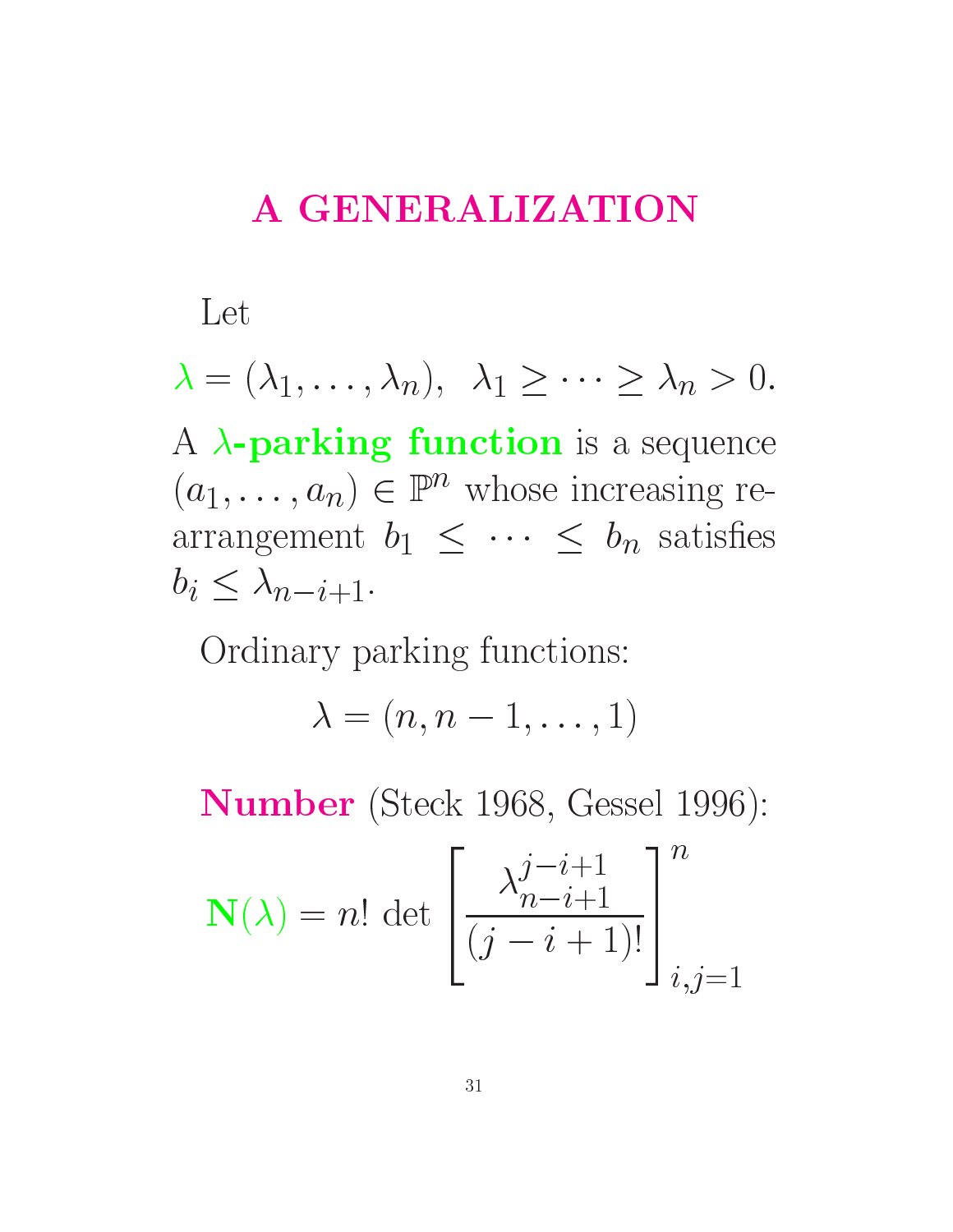# A GENERALIZATION

Let

$$\lambda = (\lambda_1, \ldots, \lambda_n), \;\; \lambda_1 \geq \cdots \geq \lambda_n > 0.$$

A **$\lambda$-parking function** is a sequence $(a_1, \ldots, a_n) \in \mathbb{P}^n$ whose increasing rearrangement $b_1 \leq \cdots \leq b_n$ satisfies $b_i \leq \lambda_{n-i+1}$.

Ordinary parking functions:

$$\lambda = (n, n-1, \ldots, 1)$$

**Number** (Steck 1968, Gessel 1996):

$$\mathbf{N}(\lambda) = n! \; \det \left[ \frac{\lambda_{n-i+1}^{j-i+1}}{(j-i+1)!} \right]_{i,j=1}^{n}$$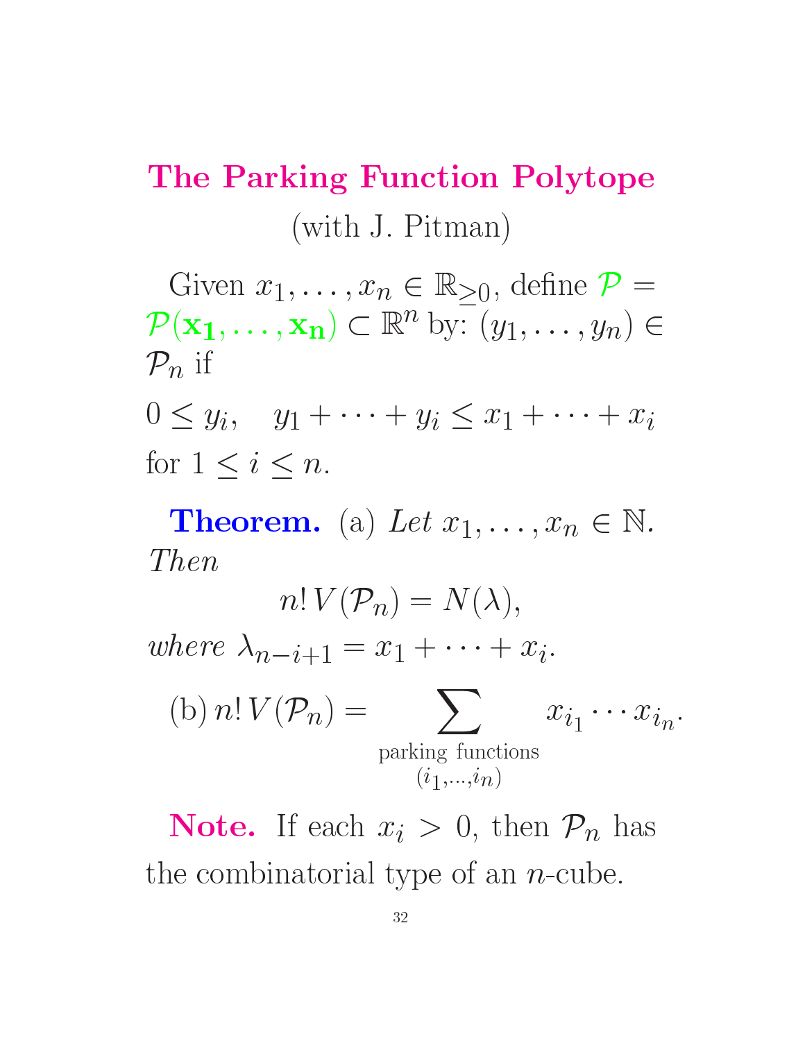## The Parking Function Polytope

(with J. Pitman)

Given $x_1, \ldots, x_n \in \mathbb{R}_{\geq 0}$, define $\mathcal{P} = \mathcal{P}(\mathbf{x_1}, \ldots, \mathbf{x_n}) \subset \mathbb{R}^n$ by: $(y_1, \ldots, y_n) \in \mathcal{P}_n$ if

$$0 \leq y_i, \quad y_1 + \cdots + y_i \leq x_1 + \cdots + x_i$$

for $1 \leq i \leq n$.

**Theorem.** (a) *Let $x_1, \ldots, x_n \in \mathbb{N}$. Then*

$$n!\, V(\mathcal{P}_n) = N(\lambda),$$

*where $\lambda_{n-i+1} = x_1 + \cdots + x_i$.*

(b) $$n!\, V(\mathcal{P}_n) = \sum_{\substack{\text{parking functions} \\ (i_1, \ldots, i_n)}} x_{i_1} \cdots x_{i_n}.$$

**Note.** If each $x_i > 0$, then $\mathcal{P}_n$ has the combinatorial type of an $n$-cube.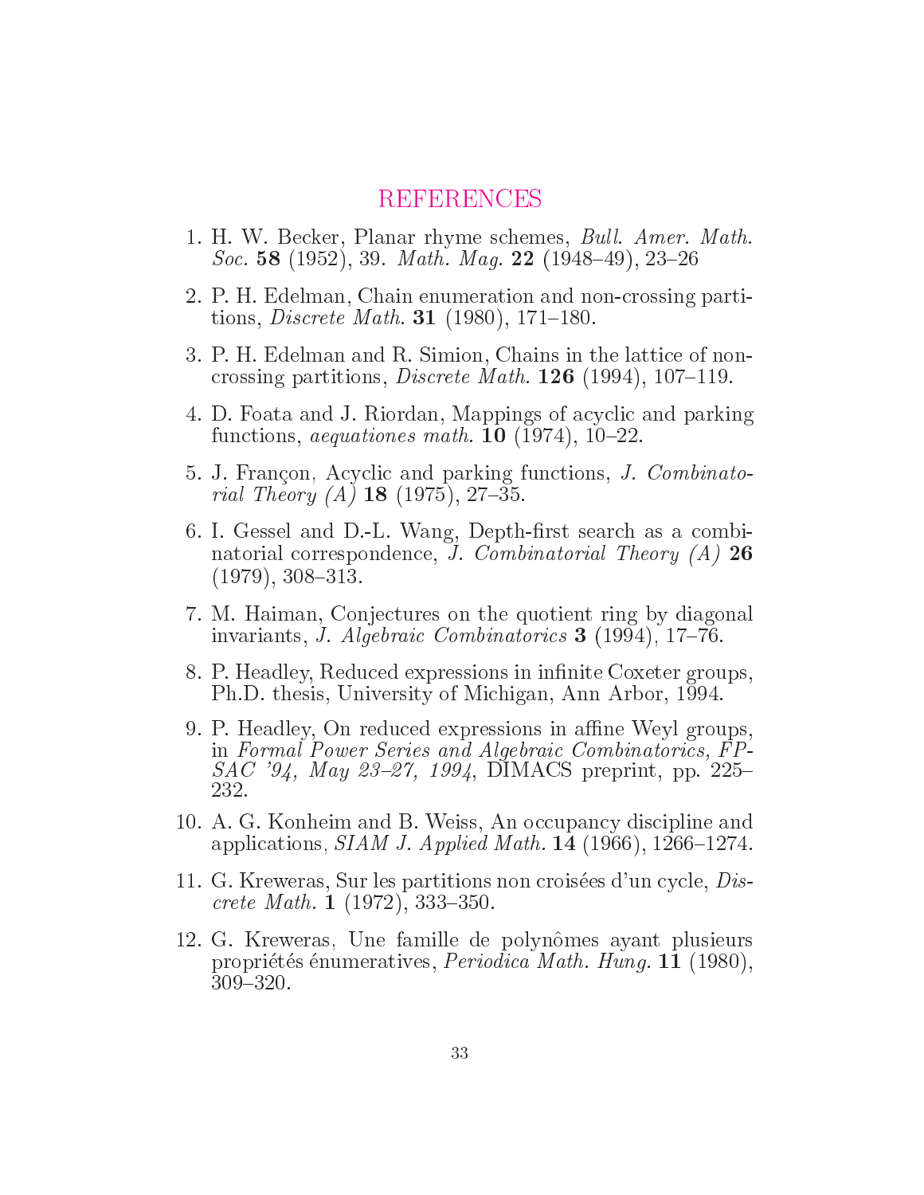## REFERENCES

1. H. W. Becker, Planar rhyme schemes, *Bull. Amer. Math. Soc.* **58** (1952), 39. *Math. Mag.* **22** (1948–49), 23–26
2. P. H. Edelman, Chain enumeration and non-crossing partitions, *Discrete Math.* **31** (1980), 171–180.
3. P. H. Edelman and R. Simion, Chains in the lattice of noncrossing partitions, *Discrete Math.* **126** (1994), 107–119.
4. D. Foata and J. Riordan, Mappings of acyclic and parking functions, *aequationes math.* **10** (1974), 10–22.
5. J. Françon, Acyclic and parking functions, *J. Combinatorial Theory (A)* **18** (1975), 27–35.
6. I. Gessel and D.-L. Wang, Depth-first search as a combinatorial correspondence, *J. Combinatorial Theory (A)* **26** (1979), 308–313.
7. M. Haiman, Conjectures on the quotient ring by diagonal invariants, *J. Algebraic Combinatorics* **3** (1994), 17–76.
8. P. Headley, Reduced expressions in infinite Coxeter groups, Ph.D. thesis, University of Michigan, Ann Arbor, 1994.
9. P. Headley, On reduced expressions in affine Weyl groups, in *Formal Power Series and Algebraic Combinatorics, FPSAC '94, May 23–27, 1994*, DIMACS preprint, pp. 225–232.
10. A. G. Konheim and B. Weiss, An occupancy discipline and applications, *SIAM J. Applied Math.* **14** (1966), 1266–1274.
11. G. Kreweras, Sur les partitions non croisées d'un cycle, *Discrete Math.* **1** (1972), 333–350.
12. G. Kreweras, Une famille de polynômes ayant plusieurs propriétés énumeratives, *Periodica Math. Hung.* **11** (1980), 309–320.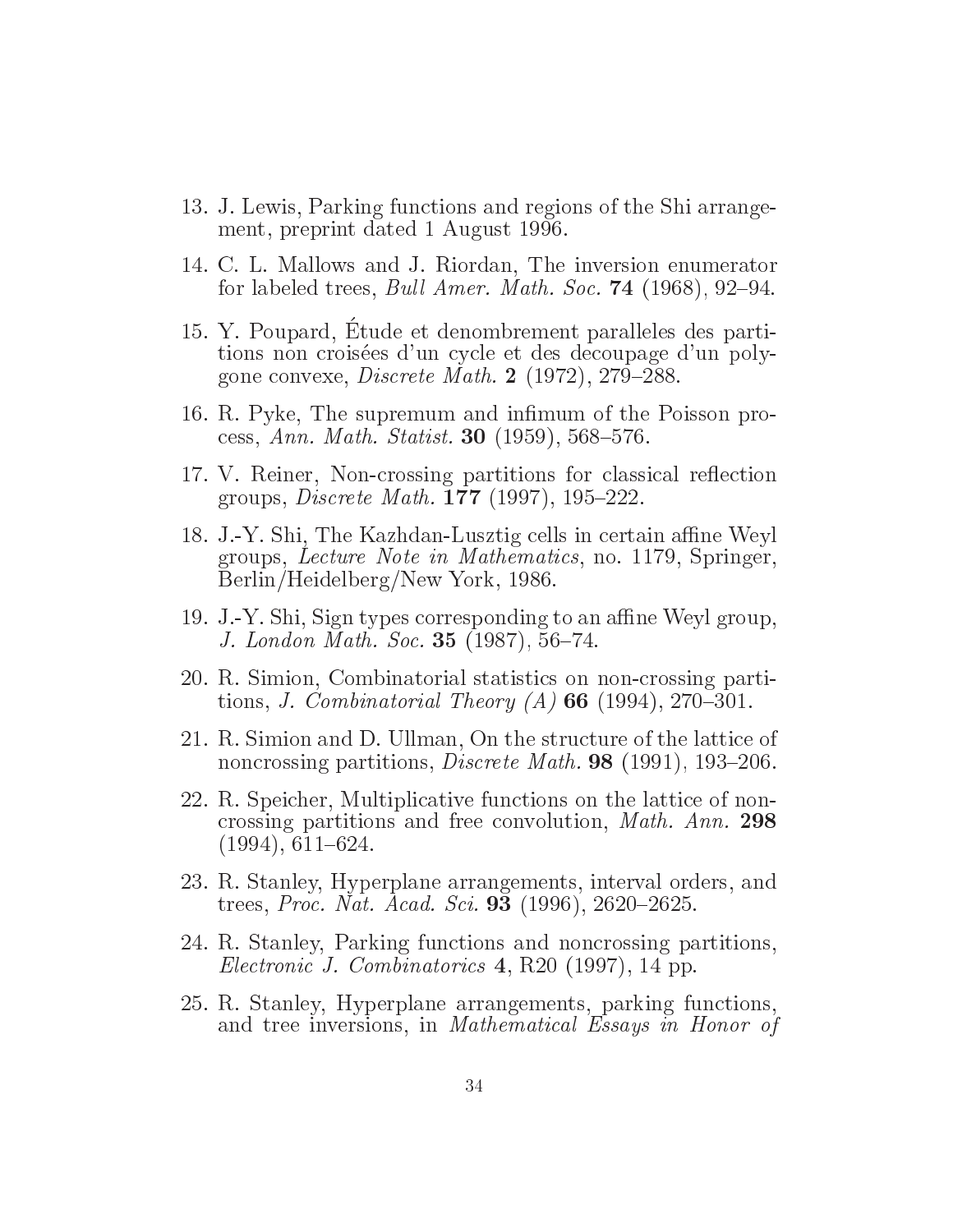13. J. Lewis, Parking functions and regions of the Shi arrangement, preprint dated 1 August 1996.

14. C. L. Mallows and J. Riordan, The inversion enumerator for labeled trees, *Bull Amer. Math. Soc.* **74** (1968), 92–94.

15. Y. Poupard, Étude et denombrement paralleles des partitions non croisées d'un cycle et des decoupage d'un polygone convexe, *Discrete Math.* **2** (1972), 279–288.

16. R. Pyke, The supremum and infimum of the Poisson process, *Ann. Math. Statist.* **30** (1959), 568–576.

17. V. Reiner, Non-crossing partitions for classical reflection groups, *Discrete Math.* **177** (1997), 195–222.

18. J.-Y. Shi, The Kazhdan-Lusztig cells in certain affine Weyl groups, *Lecture Note in Mathematics*, no. 1179, Springer, Berlin/Heidelberg/New York, 1986.

19. J.-Y. Shi, Sign types corresponding to an affine Weyl group, *J. London Math. Soc.* **35** (1987), 56–74.

20. R. Simion, Combinatorial statistics on non-crossing partitions, *J. Combinatorial Theory (A)* **66** (1994), 270–301.

21. R. Simion and D. Ullman, On the structure of the lattice of noncrossing partitions, *Discrete Math.* **98** (1991), 193–206.

22. R. Speicher, Multiplicative functions on the lattice of noncrossing partitions and free convolution, *Math. Ann.* **298** (1994), 611–624.

23. R. Stanley, Hyperplane arrangements, interval orders, and trees, *Proc. Nat. Acad. Sci.* **93** (1996), 2620–2625.

24. R. Stanley, Parking functions and noncrossing partitions, *Electronic J. Combinatorics* **4**, R20 (1997), 14 pp.

25. R. Stanley, Hyperplane arrangements, parking functions, and tree inversions, in *Mathematical Essays in Honor of*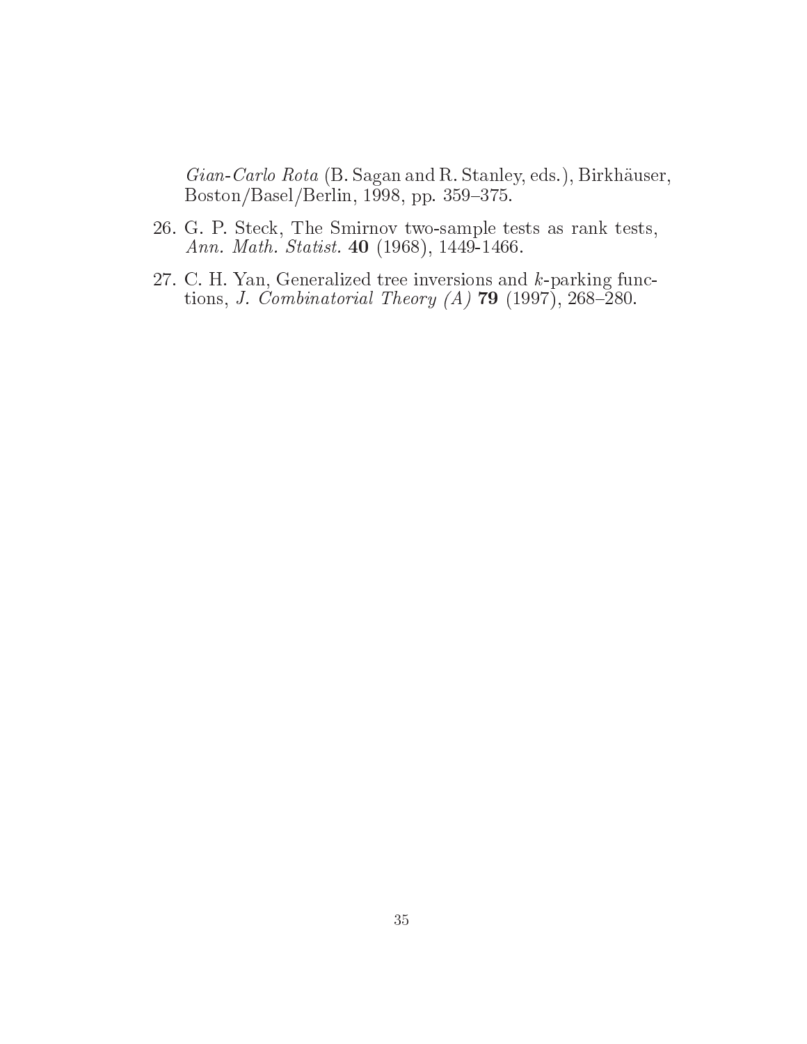*Gian-Carlo Rota* (B. Sagan and R. Stanley, eds.), Birkhäuser, Boston/Basel/Berlin, 1998, pp. 359–375.

26. G. P. Steck, The Smirnov two-sample tests as rank tests, *Ann. Math. Statist.* **40** (1968), 1449-1466.

27. C. H. Yan, Generalized tree inversions and $k$-parking functions, *J. Combinatorial Theory (A)* **79** (1997), 268–280.